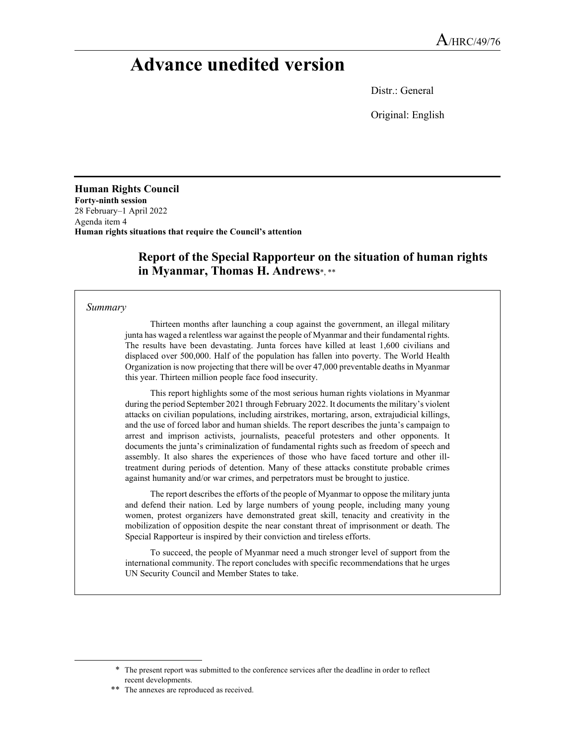A/HRC/49/76

# Advance unedited version

Distr.: General

Original: English

**Human Rights Council**
**Forty-ninth session**
28 February–1 April 2022
Agenda item 4
**Human rights situations that require the Council's attention**

## Report of the Special Rapporteur on the situation of human rights in Myanmar, Thomas H. Andrews*, **

*Summary*

Thirteen months after launching a coup against the government, an illegal military junta has waged a relentless war against the people of Myanmar and their fundamental rights. The results have been devastating. Junta forces have killed at least 1,600 civilians and displaced over 500,000. Half of the population has fallen into poverty. The World Health Organization is now projecting that there will be over 47,000 preventable deaths in Myanmar this year. Thirteen million people face food insecurity.

This report highlights some of the most serious human rights violations in Myanmar during the period September 2021 through February 2022. It documents the military's violent attacks on civilian populations, including airstrikes, mortaring, arson, extrajudicial killings, and the use of forced labor and human shields. The report describes the junta's campaign to arrest and imprison activists, journalists, peaceful protesters and other opponents. It documents the junta's criminalization of fundamental rights such as freedom of speech and assembly. It also shares the experiences of those who have faced torture and other ill-treatment during periods of detention. Many of these attacks constitute probable crimes against humanity and/or war crimes, and perpetrators must be brought to justice.

The report describes the efforts of the people of Myanmar to oppose the military junta and defend their nation. Led by large numbers of young people, including many young women, protest organizers have demonstrated great skill, tenacity and creativity in the mobilization of opposition despite the near constant threat of imprisonment or death. The Special Rapporteur is inspired by their conviction and tireless efforts.

To succeed, the people of Myanmar need a much stronger level of support from the international community. The report concludes with specific recommendations that he urges UN Security Council and Member States to take.

---

\* The present report was submitted to the conference services after the deadline in order to reflect recent developments.

\*\* The annexes are reproduced as received.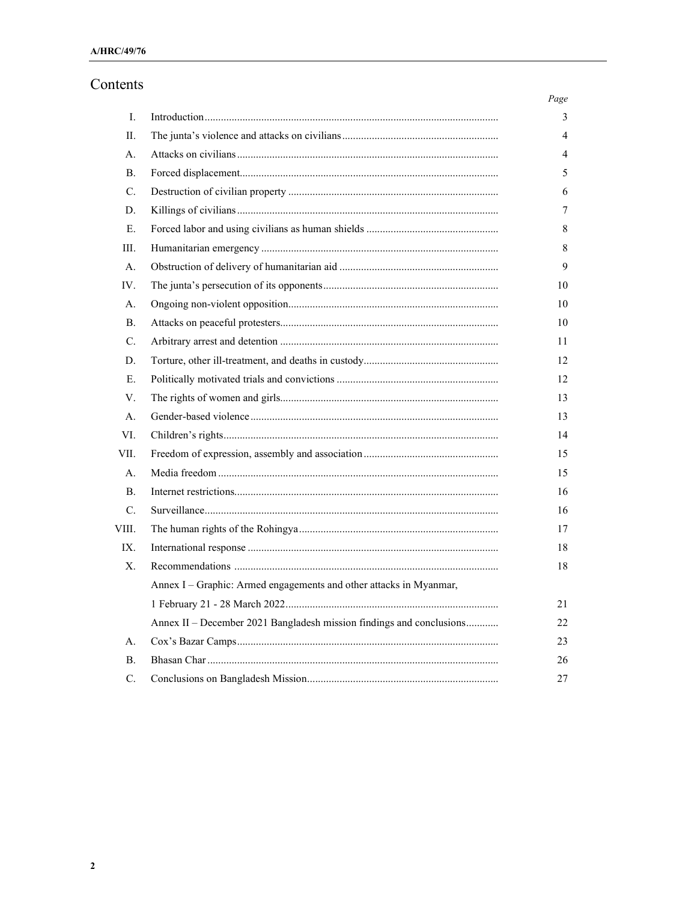# Contents

| | | Page |
|---|---|---|
| I. | Introduction | 3 |
| II. | The junta's violence and attacks on civilians | 4 |
| A. | Attacks on civilians | 4 |
| B. | Forced displacement | 5 |
| C. | Destruction of civilian property | 6 |
| D. | Killings of civilians | 7 |
| E. | Forced labor and using civilians as human shields | 8 |
| III. | Humanitarian emergency | 8 |
| A. | Obstruction of delivery of humanitarian aid | 9 |
| IV. | The junta's persecution of its opponents | 10 |
| A. | Ongoing non-violent opposition | 10 |
| B. | Attacks on peaceful protesters | 10 |
| C. | Arbitrary arrest and detention | 11 |
| D. | Torture, other ill-treatment, and deaths in custody | 12 |
| E. | Politically motivated trials and convictions | 12 |
| V. | The rights of women and girls | 13 |
| A. | Gender-based violence | 13 |
| VI. | Children's rights | 14 |
| VII. | Freedom of expression, assembly and association | 15 |
| A. | Media freedom | 15 |
| B. | Internet restrictions | 16 |
| C. | Surveillance | 16 |
| VIII. | The human rights of the Rohingya | 17 |
| IX. | International response | 18 |
| X. | Recommendations | 18 |
| | Annex I – Graphic: Armed engagements and other attacks in Myanmar, 1 February 21 - 28 March 2022 | 21 |
| | Annex II – December 2021 Bangladesh mission findings and conclusions | 22 |
| A. | Cox's Bazar Camps | 23 |
| B. | Bhasan Char | 26 |
| C. | Conclusions on Bangladesh Mission | 27 |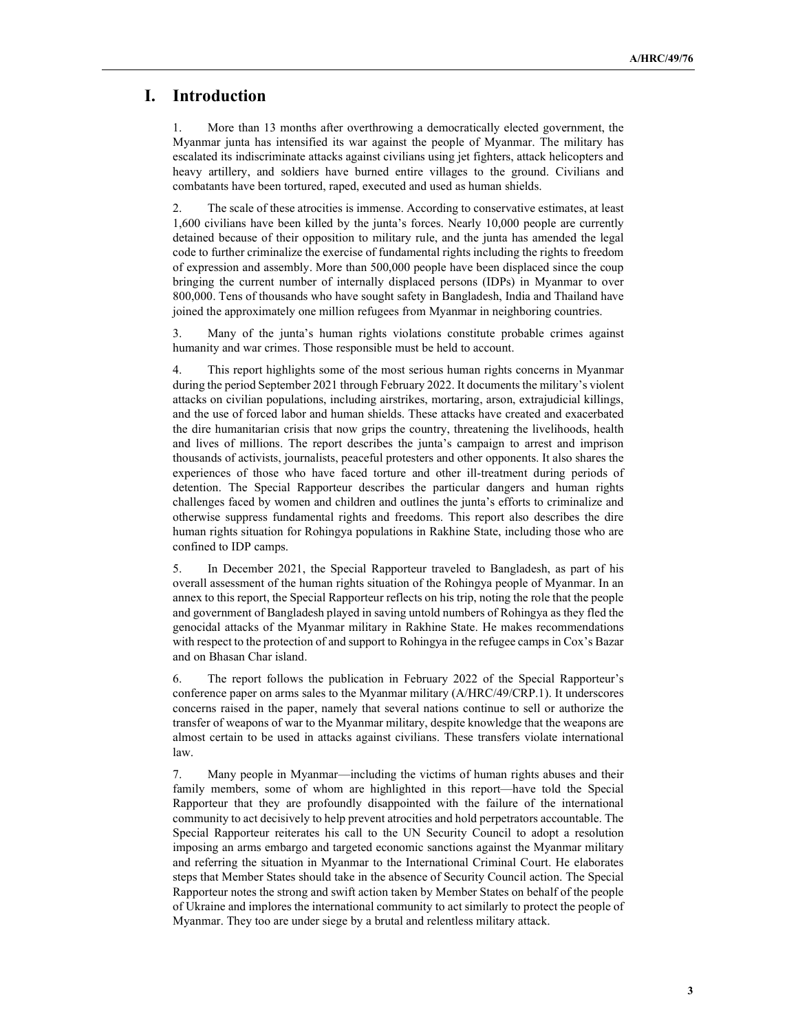# I. Introduction

1. More than 13 months after overthrowing a democratically elected government, the Myanmar junta has intensified its war against the people of Myanmar. The military has escalated its indiscriminate attacks against civilians using jet fighters, attack helicopters and heavy artillery, and soldiers have burned entire villages to the ground. Civilians and combatants have been tortured, raped, executed and used as human shields.

2. The scale of these atrocities is immense. According to conservative estimates, at least 1,600 civilians have been killed by the junta's forces. Nearly 10,000 people are currently detained because of their opposition to military rule, and the junta has amended the legal code to further criminalize the exercise of fundamental rights including the rights to freedom of expression and assembly. More than 500,000 people have been displaced since the coup bringing the current number of internally displaced persons (IDPs) in Myanmar to over 800,000. Tens of thousands who have sought safety in Bangladesh, India and Thailand have joined the approximately one million refugees from Myanmar in neighboring countries.

3. Many of the junta's human rights violations constitute probable crimes against humanity and war crimes. Those responsible must be held to account.

4. This report highlights some of the most serious human rights concerns in Myanmar during the period September 2021 through February 2022. It documents the military's violent attacks on civilian populations, including airstrikes, mortaring, arson, extrajudicial killings, and the use of forced labor and human shields. These attacks have created and exacerbated the dire humanitarian crisis that now grips the country, threatening the livelihoods, health and lives of millions. The report describes the junta's campaign to arrest and imprison thousands of activists, journalists, peaceful protesters and other opponents. It also shares the experiences of those who have faced torture and other ill-treatment during periods of detention. The Special Rapporteur describes the particular dangers and human rights challenges faced by women and children and outlines the junta's efforts to criminalize and otherwise suppress fundamental rights and freedoms. This report also describes the dire human rights situation for Rohingya populations in Rakhine State, including those who are confined to IDP camps.

5. In December 2021, the Special Rapporteur traveled to Bangladesh, as part of his overall assessment of the human rights situation of the Rohingya people of Myanmar. In an annex to this report, the Special Rapporteur reflects on his trip, noting the role that the people and government of Bangladesh played in saving untold numbers of Rohingya as they fled the genocidal attacks of the Myanmar military in Rakhine State. He makes recommendations with respect to the protection of and support to Rohingya in the refugee camps in Cox's Bazar and on Bhasan Char island.

6. The report follows the publication in February 2022 of the Special Rapporteur's conference paper on arms sales to the Myanmar military (A/HRC/49/CRP.1). It underscores concerns raised in the paper, namely that several nations continue to sell or authorize the transfer of weapons of war to the Myanmar military, despite knowledge that the weapons are almost certain to be used in attacks against civilians. These transfers violate international law.

7. Many people in Myanmar—including the victims of human rights abuses and their family members, some of whom are highlighted in this report—have told the Special Rapporteur that they are profoundly disappointed with the failure of the international community to act decisively to help prevent atrocities and hold perpetrators accountable. The Special Rapporteur reiterates his call to the UN Security Council to adopt a resolution imposing an arms embargo and targeted economic sanctions against the Myanmar military and referring the situation in Myanmar to the International Criminal Court. He elaborates steps that Member States should take in the absence of Security Council action. The Special Rapporteur notes the strong and swift action taken by Member States on behalf of the people of Ukraine and implores the international community to act similarly to protect the people of Myanmar. They too are under siege by a brutal and relentless military attack.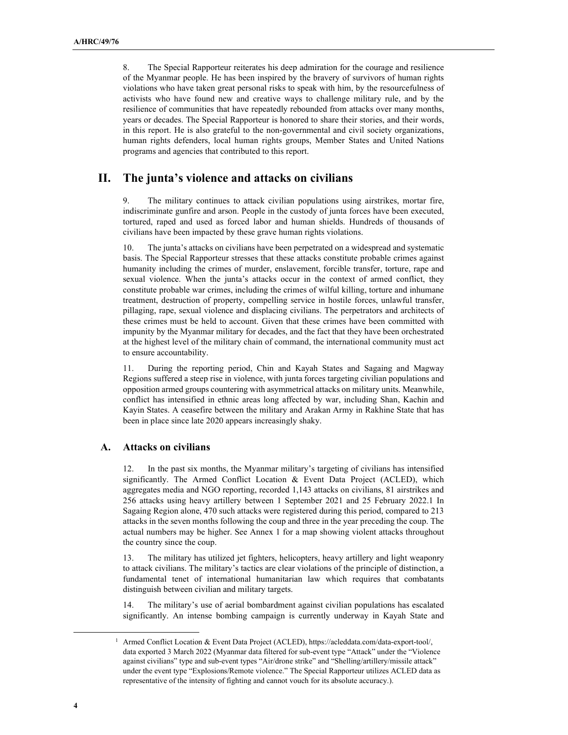8. The Special Rapporteur reiterates his deep admiration for the courage and resilience of the Myanmar people. He has been inspired by the bravery of survivors of human rights violations who have taken great personal risks to speak with him, by the resourcefulness of activists who have found new and creative ways to challenge military rule, and by the resilience of communities that have repeatedly rebounded from attacks over many months, years or decades. The Special Rapporteur is honored to share their stories, and their words, in this report. He is also grateful to the non-governmental and civil society organizations, human rights defenders, local human rights groups, Member States and United Nations programs and agencies that contributed to this report.

# II. The junta's violence and attacks on civilians

9. The military continues to attack civilian populations using airstrikes, mortar fire, indiscriminate gunfire and arson. People in the custody of junta forces have been executed, tortured, raped and used as forced labor and human shields. Hundreds of thousands of civilians have been impacted by these grave human rights violations.

10. The junta's attacks on civilians have been perpetrated on a widespread and systematic basis. The Special Rapporteur stresses that these attacks constitute probable crimes against humanity including the crimes of murder, enslavement, forcible transfer, torture, rape and sexual violence. When the junta's attacks occur in the context of armed conflict, they constitute probable war crimes, including the crimes of wilful killing, torture and inhumane treatment, destruction of property, compelling service in hostile forces, unlawful transfer, pillaging, rape, sexual violence and displacing civilians. The perpetrators and architects of these crimes must be held to account. Given that these crimes have been committed with impunity by the Myanmar military for decades, and the fact that they have been orchestrated at the highest level of the military chain of command, the international community must act to ensure accountability.

11. During the reporting period, Chin and Kayah States and Sagaing and Magway Regions suffered a steep rise in violence, with junta forces targeting civilian populations and opposition armed groups countering with asymmetrical attacks on military units. Meanwhile, conflict has intensified in ethnic areas long affected by war, including Shan, Kachin and Kayin States. A ceasefire between the military and Arakan Army in Rakhine State that has been in place since late 2020 appears increasingly shaky.

## A. Attacks on civilians

12. In the past six months, the Myanmar military's targeting of civilians has intensified significantly. The Armed Conflict Location & Event Data Project (ACLED), which aggregates media and NGO reporting, recorded 1,143 attacks on civilians, 81 airstrikes and 256 attacks using heavy artillery between 1 September 2021 and 25 February 2022.[1] In Sagaing Region alone, 470 such attacks were registered during this period, compared to 213 attacks in the seven months following the coup and three in the year preceding the coup. The actual numbers may be higher. See Annex 1 for a map showing violent attacks throughout the country since the coup.

13. The military has utilized jet fighters, helicopters, heavy artillery and light weaponry to attack civilians. The military's tactics are clear violations of the principle of distinction, a fundamental tenet of international humanitarian law which requires that combatants distinguish between civilian and military targets.

14. The military's use of aerial bombardment against civilian populations has escalated significantly. An intense bombing campaign is currently underway in Kayah State and

[1] Armed Conflict Location & Event Data Project (ACLED), https://acleddata.com/data-export-tool/, data exported 3 March 2022 (Myanmar data filtered for sub-event type "Attack" under the "Violence against civilians" type and sub-event types "Air/drone strike" and "Shelling/artillery/missile attack" under the event type "Explosions/Remote violence." The Special Rapporteur utilizes ACLED data as representative of the intensity of fighting and cannot vouch for its absolute accuracy.).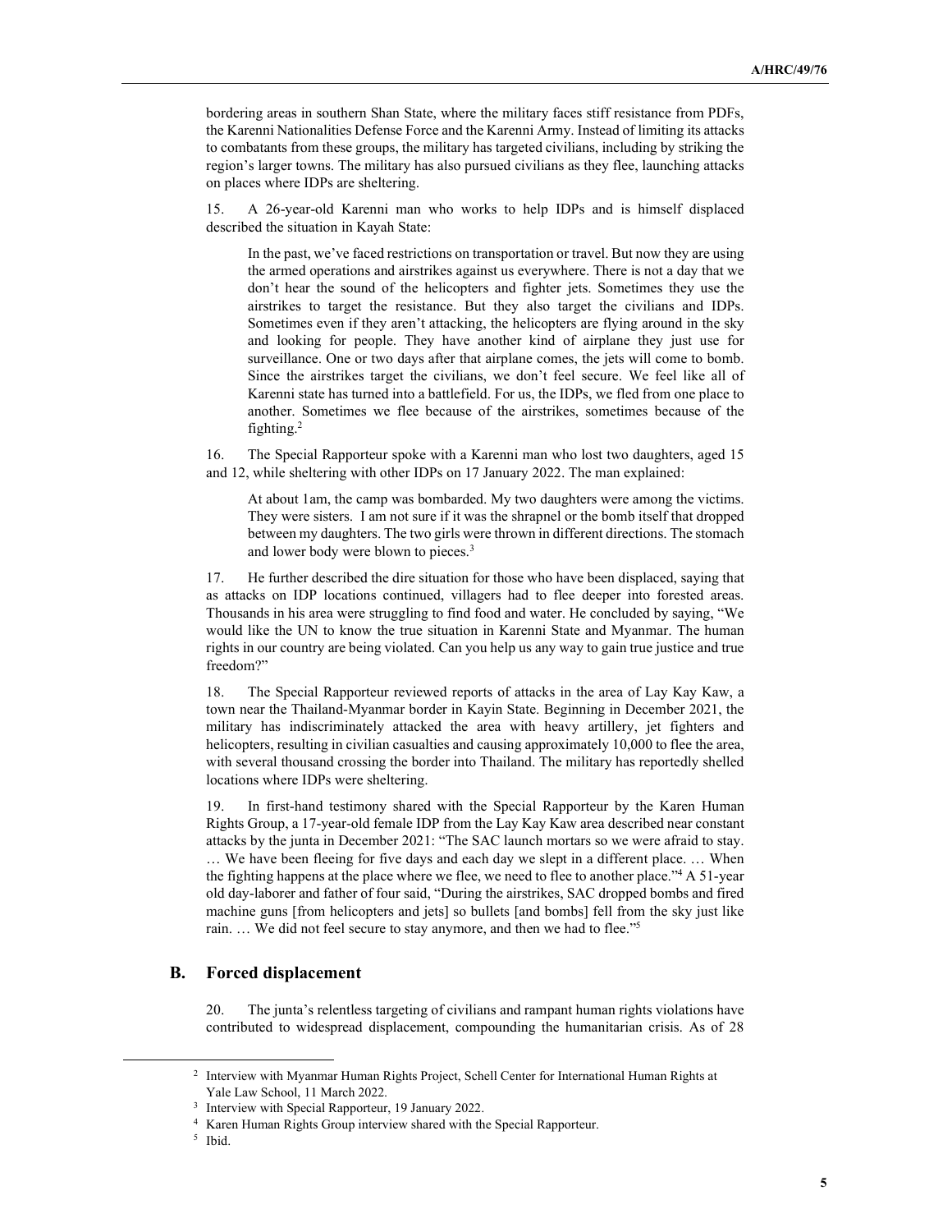bordering areas in southern Shan State, where the military faces stiff resistance from PDFs, the Karenni Nationalities Defense Force and the Karenni Army. Instead of limiting its attacks to combatants from these groups, the military has targeted civilians, including by striking the region's larger towns. The military has also pursued civilians as they flee, launching attacks on places where IDPs are sheltering.

15. A 26-year-old Karenni man who works to help IDPs and is himself displaced described the situation in Kayah State:

> In the past, we've faced restrictions on transportation or travel. But now they are using the armed operations and airstrikes against us everywhere. There is not a day that we don't hear the sound of the helicopters and fighter jets. Sometimes they use the airstrikes to target the resistance. But they also target the civilians and IDPs. Sometimes even if they aren't attacking, the helicopters are flying around in the sky and looking for people. They have another kind of airplane they just use for surveillance. One or two days after that airplane comes, the jets will come to bomb. Since the airstrikes target the civilians, we don't feel secure. We feel like all of Karenni state has turned into a battlefield. For us, the IDPs, we fled from one place to another. Sometimes we flee because of the airstrikes, sometimes because of the fighting.[2]

16. The Special Rapporteur spoke with a Karenni man who lost two daughters, aged 15 and 12, while sheltering with other IDPs on 17 January 2022. The man explained:

> At about 1am, the camp was bombarded. My two daughters were among the victims. They were sisters. I am not sure if it was the shrapnel or the bomb itself that dropped between my daughters. The two girls were thrown in different directions. The stomach and lower body were blown to pieces.[3]

17. He further described the dire situation for those who have been displaced, saying that as attacks on IDP locations continued, villagers had to flee deeper into forested areas. Thousands in his area were struggling to find food and water. He concluded by saying, "We would like the UN to know the true situation in Karenni State and Myanmar. The human rights in our country are being violated. Can you help us any way to gain true justice and true freedom?"

18. The Special Rapporteur reviewed reports of attacks in the area of Lay Kay Kaw, a town near the Thailand-Myanmar border in Kayin State. Beginning in December 2021, the military has indiscriminately attacked the area with heavy artillery, jet fighters and helicopters, resulting in civilian casualties and causing approximately 10,000 to flee the area, with several thousand crossing the border into Thailand. The military has reportedly shelled locations where IDPs were sheltering.

19. In first-hand testimony shared with the Special Rapporteur by the Karen Human Rights Group, a 17-year-old female IDP from the Lay Kay Kaw area described near constant attacks by the junta in December 2021: "The SAC launch mortars so we were afraid to stay. … We have been fleeing for five days and each day we slept in a different place. … When the fighting happens at the place where we flee, we need to flee to another place."[4] A 51-year old day-laborer and father of four said, "During the airstrikes, SAC dropped bombs and fired machine guns [from helicopters and jets] so bullets [and bombs] fell from the sky just like rain. … We did not feel secure to stay anymore, and then we had to flee."[5]

## B. Forced displacement

20. The junta's relentless targeting of civilians and rampant human rights violations have contributed to widespread displacement, compounding the humanitarian crisis. As of 28

---

[2] Interview with Myanmar Human Rights Project, Schell Center for International Human Rights at Yale Law School, 11 March 2022.

[3] Interview with Special Rapporteur, 19 January 2022.

[4] Karen Human Rights Group interview shared with the Special Rapporteur.

[5] Ibid.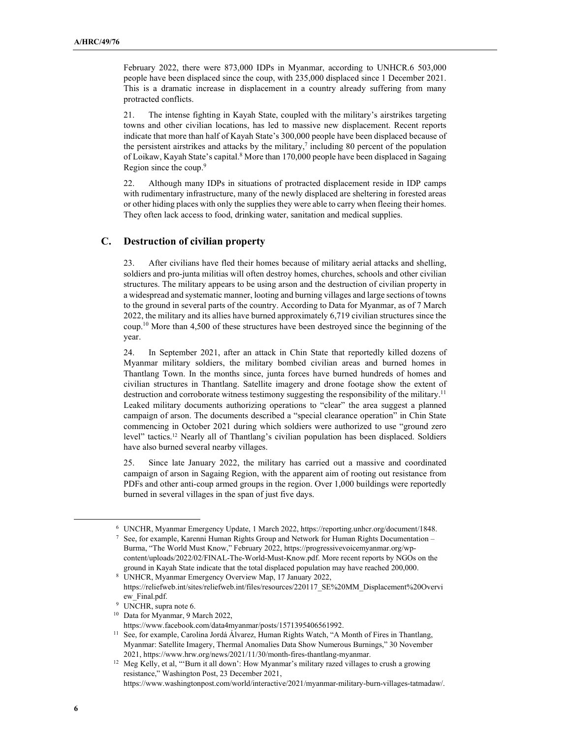February 2022, there were 873,000 IDPs in Myanmar, according to UNHCR.[6] 503,000 people have been displaced since the coup, with 235,000 displaced since 1 December 2021. This is a dramatic increase in displacement in a country already suffering from many protracted conflicts.

21. The intense fighting in Kayah State, coupled with the military's airstrikes targeting towns and other civilian locations, has led to massive new displacement. Recent reports indicate that more than half of Kayah State's 300,000 people have been displaced because of the persistent airstrikes and attacks by the military,[7] including 80 percent of the population of Loikaw, Kayah State's capital.[8] More than 170,000 people have been displaced in Sagaing Region since the coup.[9]

22. Although many IDPs in situations of protracted displacement reside in IDP camps with rudimentary infrastructure, many of the newly displaced are sheltering in forested areas or other hiding places with only the supplies they were able to carry when fleeing their homes. They often lack access to food, drinking water, sanitation and medical supplies.

## C. Destruction of civilian property

23. After civilians have fled their homes because of military aerial attacks and shelling, soldiers and pro-junta militias will often destroy homes, churches, schools and other civilian structures. The military appears to be using arson and the destruction of civilian property in a widespread and systematic manner, looting and burning villages and large sections of towns to the ground in several parts of the country. According to Data for Myanmar, as of 7 March 2022, the military and its allies have burned approximately 6,719 civilian structures since the coup.[10] More than 4,500 of these structures have been destroyed since the beginning of the year.

24. In September 2021, after an attack in Chin State that reportedly killed dozens of Myanmar military soldiers, the military bombed civilian areas and burned homes in Thantlang Town. In the months since, junta forces have burned hundreds of homes and civilian structures in Thantlang. Satellite imagery and drone footage show the extent of destruction and corroborate witness testimony suggesting the responsibility of the military.[11] Leaked military documents authorizing operations to "clear" the area suggest a planned campaign of arson. The documents described a "special clearance operation" in Chin State commencing in October 2021 during which soldiers were authorized to use "ground zero level" tactics.[12] Nearly all of Thantlang's civilian population has been displaced. Soldiers have also burned several nearby villages.

25. Since late January 2022, the military has carried out a massive and coordinated campaign of arson in Sagaing Region, with the apparent aim of rooting out resistance from PDFs and other anti-coup armed groups in the region. Over 1,000 buildings were reportedly burned in several villages in the span of just five days.

---

[6] UNCHR, Myanmar Emergency Update, 1 March 2022, https://reporting.unhcr.org/document/1848.

[7] See, for example, Karenni Human Rights Group and Network for Human Rights Documentation – Burma, "The World Must Know," February 2022, https://progressivevoicemyanmar.org/wp-content/uploads/2022/02/FINAL-The-World-Must-Know.pdf. More recent reports by NGOs on the ground in Kayah State indicate that the total displaced population may have reached 200,000.

[8] UNHCR, Myanmar Emergency Overview Map, 17 January 2022, https://reliefweb.int/sites/reliefweb.int/files/resources/220117_SE%20MM_Displacement%20Overview_Final.pdf.

[9] UNCHR, supra note 6.

[10] Data for Myanmar, 9 March 2022, https://www.facebook.com/data4myanmar/posts/1571395406561992.

[11] See, for example, Carolina Jordá Álvarez, Human Rights Watch, "A Month of Fires in Thantlang, Myanmar: Satellite Imagery, Thermal Anomalies Data Show Numerous Burnings," 30 November 2021, https://www.hrw.org/news/2021/11/30/month-fires-thantlang-myanmar.

[12] Meg Kelly, et al, "'Burn it all down': How Myanmar's military razed villages to crush a growing resistance," Washington Post, 23 December 2021, https://www.washingtonpost.com/world/interactive/2021/myanmar-military-burn-villages-tatmadaw/.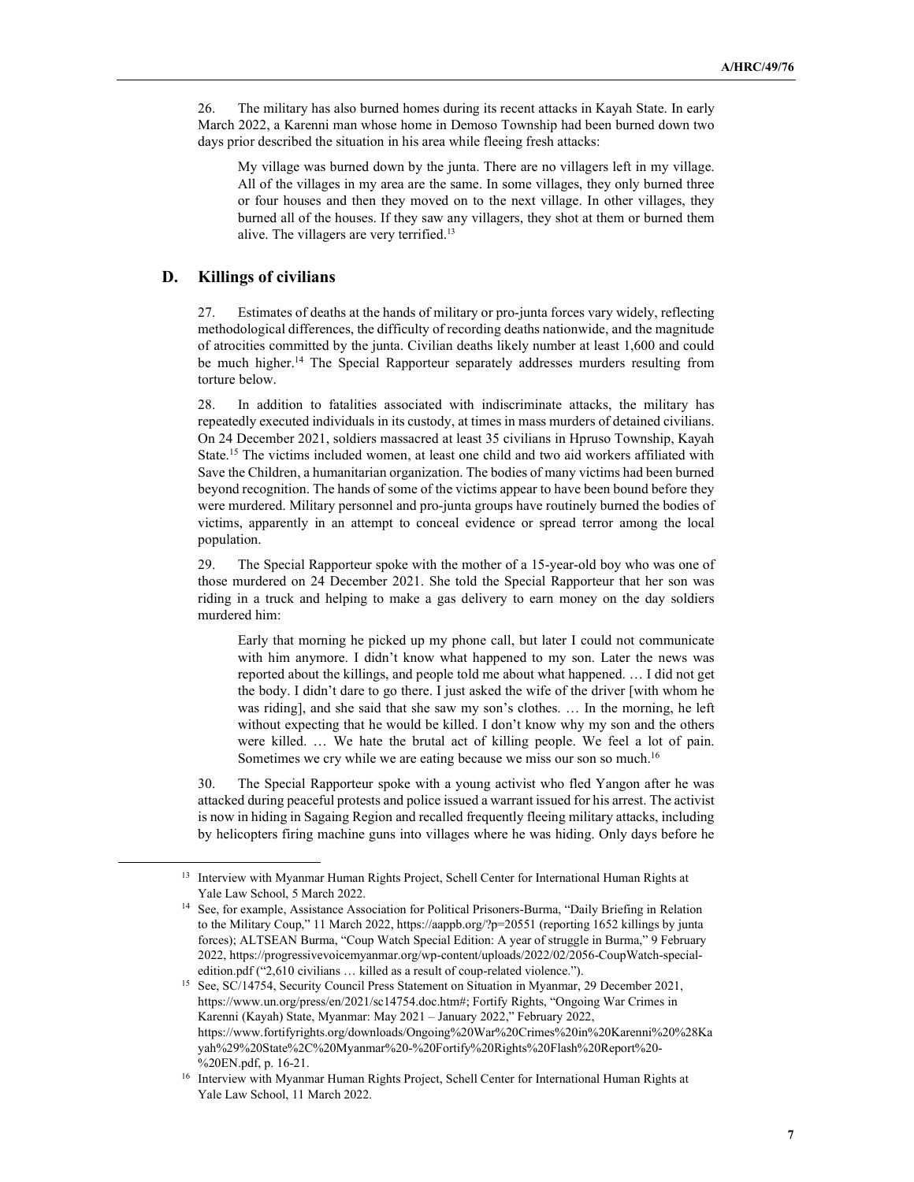26. The military has also burned homes during its recent attacks in Kayah State. In early March 2022, a Karenni man whose home in Demoso Township had been burned down two days prior described the situation in his area while fleeing fresh attacks:

> My village was burned down by the junta. There are no villagers left in my village. All of the villages in my area are the same. In some villages, they only burned three or four houses and then they moved on to the next village. In other villages, they burned all of the houses. If they saw any villagers, they shot at them or burned them alive. The villagers are very terrified.[13]

## D. Killings of civilians

27. Estimates of deaths at the hands of military or pro-junta forces vary widely, reflecting methodological differences, the difficulty of recording deaths nationwide, and the magnitude of atrocities committed by the junta. Civilian deaths likely number at least 1,600 and could be much higher.[14] The Special Rapporteur separately addresses murders resulting from torture below.

28. In addition to fatalities associated with indiscriminate attacks, the military has repeatedly executed individuals in its custody, at times in mass murders of detained civilians. On 24 December 2021, soldiers massacred at least 35 civilians in Hpruso Township, Kayah State.[15] The victims included women, at least one child and two aid workers affiliated with Save the Children, a humanitarian organization. The bodies of many victims had been burned beyond recognition. The hands of some of the victims appear to have been bound before they were murdered. Military personnel and pro-junta groups have routinely burned the bodies of victims, apparently in an attempt to conceal evidence or spread terror among the local population.

29. The Special Rapporteur spoke with the mother of a 15-year-old boy who was one of those murdered on 24 December 2021. She told the Special Rapporteur that her son was riding in a truck and helping to make a gas delivery to earn money on the day soldiers murdered him:

> Early that morning he picked up my phone call, but later I could not communicate with him anymore. I didn't know what happened to my son. Later the news was reported about the killings, and people told me about what happened. … I did not get the body. I didn't dare to go there. I just asked the wife of the driver [with whom he was riding], and she said that she saw my son's clothes. … In the morning, he left without expecting that he would be killed. I don't know why my son and the others were killed. … We hate the brutal act of killing people. We feel a lot of pain. Sometimes we cry while we are eating because we miss our son so much.[16]

30. The Special Rapporteur spoke with a young activist who fled Yangon after he was attacked during peaceful protests and police issued a warrant issued for his arrest. The activist is now in hiding in Sagaing Region and recalled frequently fleeing military attacks, including by helicopters firing machine guns into villages where he was hiding. Only days before he

---

[13] Interview with Myanmar Human Rights Project, Schell Center for International Human Rights at Yale Law School, 5 March 2022.

[14] See, for example, Assistance Association for Political Prisoners-Burma, "Daily Briefing in Relation to the Military Coup," 11 March 2022, https://aappb.org/?p=20551 (reporting 1652 killings by junta forces); ALTSEAN Burma, "Coup Watch Special Edition: A year of struggle in Burma," 9 February 2022, https://progressivevoicemyanmar.org/wp-content/uploads/2022/02/2056-CoupWatch-special-edition.pdf ("2,610 civilians … killed as a result of coup-related violence.").

[15] See, SC/14754, Security Council Press Statement on Situation in Myanmar, 29 December 2021, https://www.un.org/press/en/2021/sc14754.doc.htm#; Fortify Rights, "Ongoing War Crimes in Karenni (Kayah) State, Myanmar: May 2021 – January 2022," February 2022, https://www.fortifyrights.org/downloads/Ongoing%20War%20Crimes%20in%20Karenni%20%28Kayah%29%20State%2C%20Myanmar%20-%20Fortify%20Rights%20Flash%20Report%20-%20EN.pdf, p. 16-21.

[16] Interview with Myanmar Human Rights Project, Schell Center for International Human Rights at Yale Law School, 11 March 2022.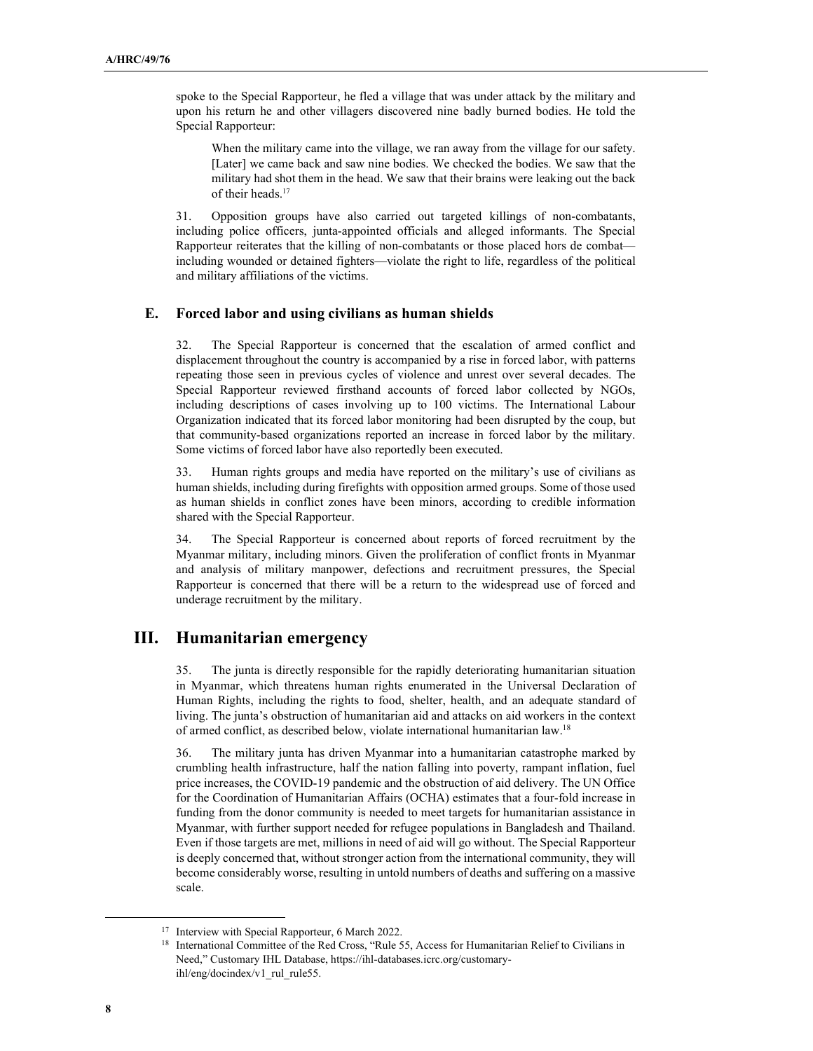spoke to the Special Rapporteur, he fled a village that was under attack by the military and upon his return he and other villagers discovered nine badly burned bodies. He told the Special Rapporteur:

> When the military came into the village, we ran away from the village for our safety. [Later] we came back and saw nine bodies. We checked the bodies. We saw that the military had shot them in the head. We saw that their brains were leaking out the back of their heads.[17]

31. Opposition groups have also carried out targeted killings of non-combatants, including police officers, junta-appointed officials and alleged informants. The Special Rapporteur reiterates that the killing of non-combatants or those placed hors de combat—including wounded or detained fighters—violate the right to life, regardless of the political and military affiliations of the victims.

### E. Forced labor and using civilians as human shields

32. The Special Rapporteur is concerned that the escalation of armed conflict and displacement throughout the country is accompanied by a rise in forced labor, with patterns repeating those seen in previous cycles of violence and unrest over several decades. The Special Rapporteur reviewed firsthand accounts of forced labor collected by NGOs, including descriptions of cases involving up to 100 victims. The International Labour Organization indicated that its forced labor monitoring had been disrupted by the coup, but that community-based organizations reported an increase in forced labor by the military. Some victims of forced labor have also reportedly been executed.

33. Human rights groups and media have reported on the military's use of civilians as human shields, including during firefights with opposition armed groups. Some of those used as human shields in conflict zones have been minors, according to credible information shared with the Special Rapporteur.

34. The Special Rapporteur is concerned about reports of forced recruitment by the Myanmar military, including minors. Given the proliferation of conflict fronts in Myanmar and analysis of military manpower, defections and recruitment pressures, the Special Rapporteur is concerned that there will be a return to the widespread use of forced and underage recruitment by the military.

## III. Humanitarian emergency

35. The junta is directly responsible for the rapidly deteriorating humanitarian situation in Myanmar, which threatens human rights enumerated in the Universal Declaration of Human Rights, including the rights to food, shelter, health, and an adequate standard of living. The junta's obstruction of humanitarian aid and attacks on aid workers in the context of armed conflict, as described below, violate international humanitarian law.[18]

36. The military junta has driven Myanmar into a humanitarian catastrophe marked by crumbling health infrastructure, half the nation falling into poverty, rampant inflation, fuel price increases, the COVID-19 pandemic and the obstruction of aid delivery. The UN Office for the Coordination of Humanitarian Affairs (OCHA) estimates that a four-fold increase in funding from the donor community is needed to meet targets for humanitarian assistance in Myanmar, with further support needed for refugee populations in Bangladesh and Thailand. Even if those targets are met, millions in need of aid will go without. The Special Rapporteur is deeply concerned that, without stronger action from the international community, they will become considerably worse, resulting in untold numbers of deaths and suffering on a massive scale.

---

[17] Interview with Special Rapporteur, 6 March 2022.

[18] International Committee of the Red Cross, "Rule 55, Access for Humanitarian Relief to Civilians in Need," Customary IHL Database, https://ihl-databases.icrc.org/customary-ihl/eng/docindex/v1_rul_rule55.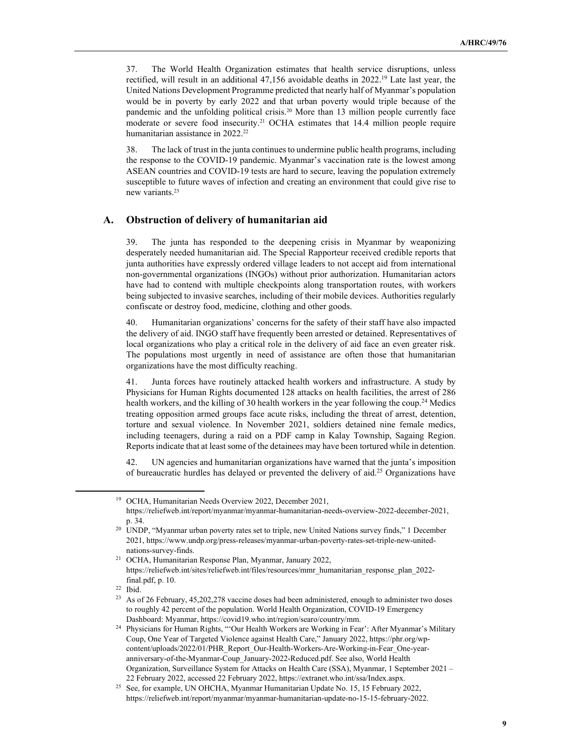37. The World Health Organization estimates that health service disruptions, unless rectified, will result in an additional 47,156 avoidable deaths in 2022.[19] Late last year, the United Nations Development Programme predicted that nearly half of Myanmar's population would be in poverty by early 2022 and that urban poverty would triple because of the pandemic and the unfolding political crisis.[20] More than 13 million people currently face moderate or severe food insecurity.[21] OCHA estimates that 14.4 million people require humanitarian assistance in 2022.[22]

38. The lack of trust in the junta continues to undermine public health programs, including the response to the COVID-19 pandemic. Myanmar's vaccination rate is the lowest among ASEAN countries and COVID-19 tests are hard to secure, leaving the population extremely susceptible to future waves of infection and creating an environment that could give rise to new variants.[23]

## A. Obstruction of delivery of humanitarian aid

39. The junta has responded to the deepening crisis in Myanmar by weaponizing desperately needed humanitarian aid. The Special Rapporteur received credible reports that junta authorities have expressly ordered village leaders to not accept aid from international non-governmental organizations (INGOs) without prior authorization. Humanitarian actors have had to contend with multiple checkpoints along transportation routes, with workers being subjected to invasive searches, including of their mobile devices. Authorities regularly confiscate or destroy food, medicine, clothing and other goods.

40. Humanitarian organizations' concerns for the safety of their staff have also impacted the delivery of aid. INGO staff have frequently been arrested or detained. Representatives of local organizations who play a critical role in the delivery of aid face an even greater risk. The populations most urgently in need of assistance are often those that humanitarian organizations have the most difficulty reaching.

41. Junta forces have routinely attacked health workers and infrastructure. A study by Physicians for Human Rights documented 128 attacks on health facilities, the arrest of 286 health workers, and the killing of 30 health workers in the year following the coup.[24] Medics treating opposition armed groups face acute risks, including the threat of arrest, detention, torture and sexual violence. In November 2021, soldiers detained nine female medics, including teenagers, during a raid on a PDF camp in Kalay Township, Sagaing Region. Reports indicate that at least some of the detainees may have been tortured while in detention.

42. UN agencies and humanitarian organizations have warned that the junta's imposition of bureaucratic hurdles has delayed or prevented the delivery of aid.[25] Organizations have

---

[19] OCHA, Humanitarian Needs Overview 2022, December 2021, https://reliefweb.int/report/myanmar/myanmar-humanitarian-needs-overview-2022-december-2021, p. 34.

[20] UNDP, "Myanmar urban poverty rates set to triple, new United Nations survey finds," 1 December 2021, https://www.undp.org/press-releases/myanmar-urban-poverty-rates-set-triple-new-united-nations-survey-finds.

[21] OCHA, Humanitarian Response Plan, Myanmar, January 2022, https://reliefweb.int/sites/reliefweb.int/files/resources/mmr_humanitarian_response_plan_2022-final.pdf, p. 10.

[22] Ibid.

[23] As of 26 February, 45,202,278 vaccine doses had been administered, enough to administer two doses to roughly 42 percent of the population. World Health Organization, COVID-19 Emergency Dashboard: Myanmar, https://covid19.who.int/region/searo/country/mm.

[24] Physicians for Human Rights, "'Our Health Workers are Working in Fear': After Myanmar's Military Coup, One Year of Targeted Violence against Health Care," January 2022, https://phr.org/wp-content/uploads/2022/01/PHR_Report_Our-Health-Workers-Are-Working-in-Fear_One-year-anniversary-of-the-Myanmar-Coup_January-2022-Reduced.pdf. See also, World Health Organization, Surveillance System for Attacks on Health Care (SSA), Myanmar, 1 September 2021 – 22 February 2022, accessed 22 February 2022, https://extranet.who.int/ssa/Index.aspx.

[25] See, for example, UN OHCHA, Myanmar Humanitarian Update No. 15, 15 February 2022, https://reliefweb.int/report/myanmar/myanmar-humanitarian-update-no-15-15-february-2022.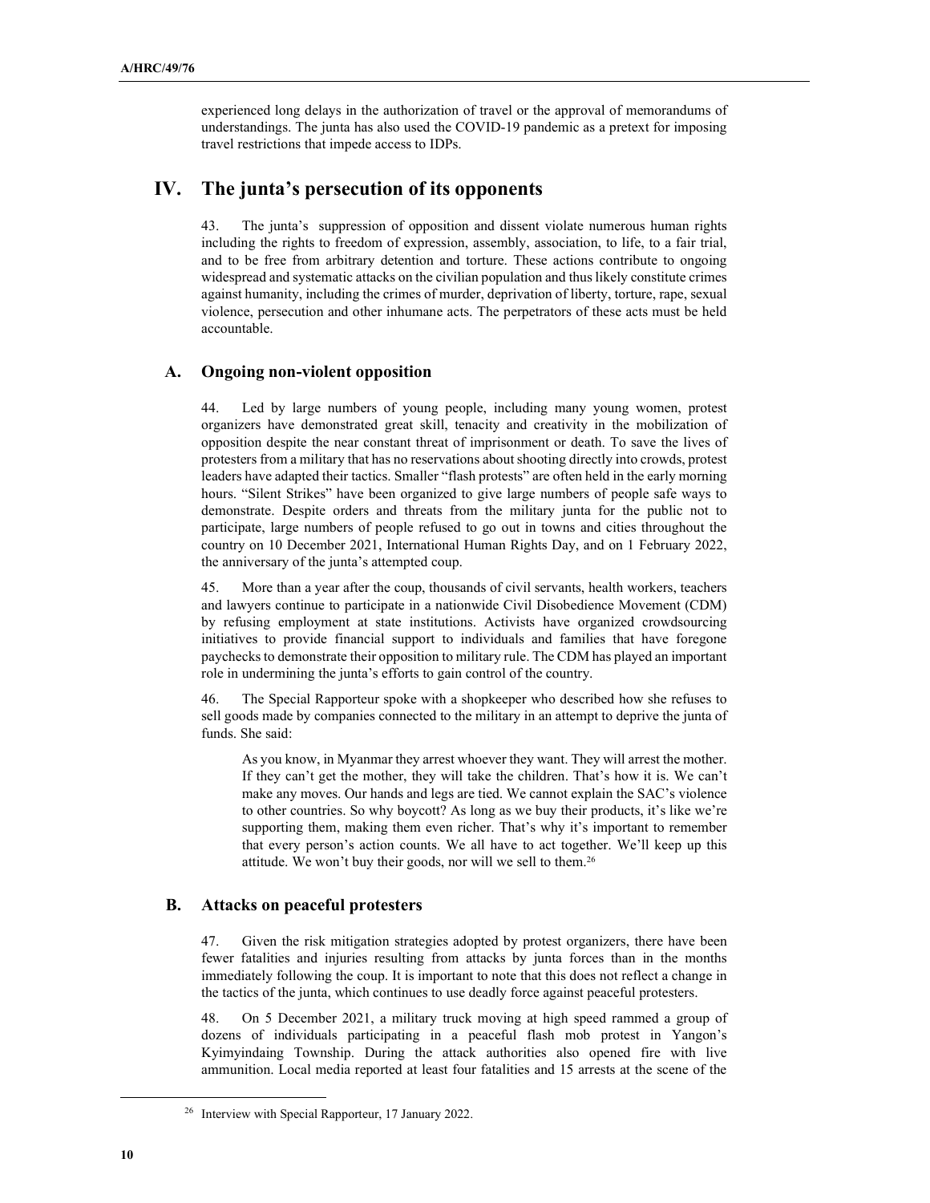experienced long delays in the authorization of travel or the approval of memorandums of understandings. The junta has also used the COVID-19 pandemic as a pretext for imposing travel restrictions that impede access to IDPs.

# IV. The junta's persecution of its opponents

43. The junta's suppression of opposition and dissent violate numerous human rights including the rights to freedom of expression, assembly, association, to life, to a fair trial, and to be free from arbitrary detention and torture. These actions contribute to ongoing widespread and systematic attacks on the civilian population and thus likely constitute crimes against humanity, including the crimes of murder, deprivation of liberty, torture, rape, sexual violence, persecution and other inhumane acts. The perpetrators of these acts must be held accountable.

## A. Ongoing non-violent opposition

44. Led by large numbers of young people, including many young women, protest organizers have demonstrated great skill, tenacity and creativity in the mobilization of opposition despite the near constant threat of imprisonment or death. To save the lives of protesters from a military that has no reservations about shooting directly into crowds, protest leaders have adapted their tactics. Smaller "flash protests" are often held in the early morning hours. "Silent Strikes" have been organized to give large numbers of people safe ways to demonstrate. Despite orders and threats from the military junta for the public not to participate, large numbers of people refused to go out in towns and cities throughout the country on 10 December 2021, International Human Rights Day, and on 1 February 2022, the anniversary of the junta's attempted coup.

45. More than a year after the coup, thousands of civil servants, health workers, teachers and lawyers continue to participate in a nationwide Civil Disobedience Movement (CDM) by refusing employment at state institutions. Activists have organized crowdsourcing initiatives to provide financial support to individuals and families that have foregone paychecks to demonstrate their opposition to military rule. The CDM has played an important role in undermining the junta's efforts to gain control of the country.

46. The Special Rapporteur spoke with a shopkeeper who described how she refuses to sell goods made by companies connected to the military in an attempt to deprive the junta of funds. She said:

> As you know, in Myanmar they arrest whoever they want. They will arrest the mother. If they can't get the mother, they will take the children. That's how it is. We can't make any moves. Our hands and legs are tied. We cannot explain the SAC's violence to other countries. So why boycott? As long as we buy their products, it's like we're supporting them, making them even richer. That's why it's important to remember that every person's action counts. We all have to act together. We'll keep up this attitude. We won't buy their goods, nor will we sell to them.[26]

## B. Attacks on peaceful protesters

47. Given the risk mitigation strategies adopted by protest organizers, there have been fewer fatalities and injuries resulting from attacks by junta forces than in the months immediately following the coup. It is important to note that this does not reflect a change in the tactics of the junta, which continues to use deadly force against peaceful protesters.

48. On 5 December 2021, a military truck moving at high speed rammed a group of dozens of individuals participating in a peaceful flash mob protest in Yangon's Kyimyindaing Township. During the attack authorities also opened fire with live ammunition. Local media reported at least four fatalities and 15 arrests at the scene of the

[26] Interview with Special Rapporteur, 17 January 2022.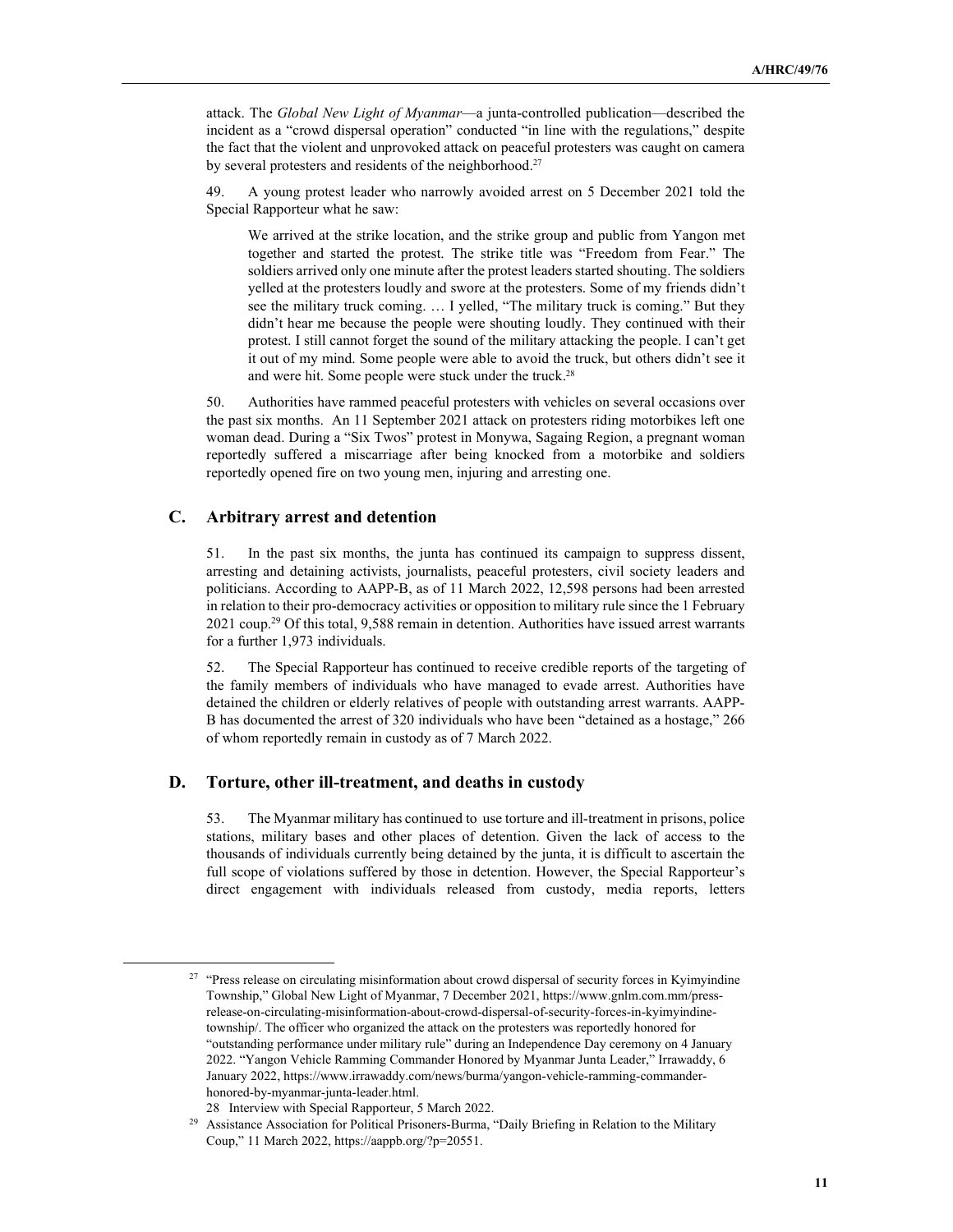attack. The *Global New Light of Myanmar*—a junta-controlled publication—described the incident as a "crowd dispersal operation" conducted "in line with the regulations," despite the fact that the violent and unprovoked attack on peaceful protesters was caught on camera by several protesters and residents of the neighborhood.[27]

49. A young protest leader who narrowly avoided arrest on 5 December 2021 told the Special Rapporteur what he saw:

> We arrived at the strike location, and the strike group and public from Yangon met together and started the protest. The strike title was "Freedom from Fear." The soldiers arrived only one minute after the protest leaders started shouting. The soldiers yelled at the protesters loudly and swore at the protesters. Some of my friends didn't see the military truck coming. … I yelled, "The military truck is coming." But they didn't hear me because the people were shouting loudly. They continued with their protest. I still cannot forget the sound of the military attacking the people. I can't get it out of my mind. Some people were able to avoid the truck, but others didn't see it and were hit. Some people were stuck under the truck.[28]

50. Authorities have rammed peaceful protesters with vehicles on several occasions over the past six months. An 11 September 2021 attack on protesters riding motorbikes left one woman dead. During a "Six Twos" protest in Monywa, Sagaing Region, a pregnant woman reportedly suffered a miscarriage after being knocked from a motorbike and soldiers reportedly opened fire on two young men, injuring and arresting one.

## C. Arbitrary arrest and detention

51. In the past six months, the junta has continued its campaign to suppress dissent, arresting and detaining activists, journalists, peaceful protesters, civil society leaders and politicians. According to AAPP-B, as of 11 March 2022, 12,598 persons had been arrested in relation to their pro-democracy activities or opposition to military rule since the 1 February 2021 coup.[29] Of this total, 9,588 remain in detention. Authorities have issued arrest warrants for a further 1,973 individuals.

52. The Special Rapporteur has continued to receive credible reports of the targeting of the family members of individuals who have managed to evade arrest. Authorities have detained the children or elderly relatives of people with outstanding arrest warrants. AAPP-B has documented the arrest of 320 individuals who have been "detained as a hostage," 266 of whom reportedly remain in custody as of 7 March 2022.

## D. Torture, other ill-treatment, and deaths in custody

53. The Myanmar military has continued to use torture and ill-treatment in prisons, police stations, military bases and other places of detention. Given the lack of access to the thousands of individuals currently being detained by the junta, it is difficult to ascertain the full scope of violations suffered by those in detention. However, the Special Rapporteur's direct engagement with individuals released from custody, media reports, letters

---

[27] "Press release on circulating misinformation about crowd dispersal of security forces in Kyimyindine Township," Global New Light of Myanmar, 7 December 2021, https://www.gnlm.com.mm/press-release-on-circulating-misinformation-about-crowd-dispersal-of-security-forces-in-kyimyindine-township/. The officer who organized the attack on the protesters was reportedly honored for "outstanding performance under military rule" during an Independence Day ceremony on 4 January 2022. "Yangon Vehicle Ramming Commander Honored by Myanmar Junta Leader," Irrawaddy, 6 January 2022, https://www.irrawaddy.com/news/burma/yangon-vehicle-ramming-commander-honored-by-myanmar-junta-leader.html.

[28] Interview with Special Rapporteur, 5 March 2022.

[29] Assistance Association for Political Prisoners-Burma, "Daily Briefing in Relation to the Military Coup," 11 March 2022, https://aappb.org/?p=20551.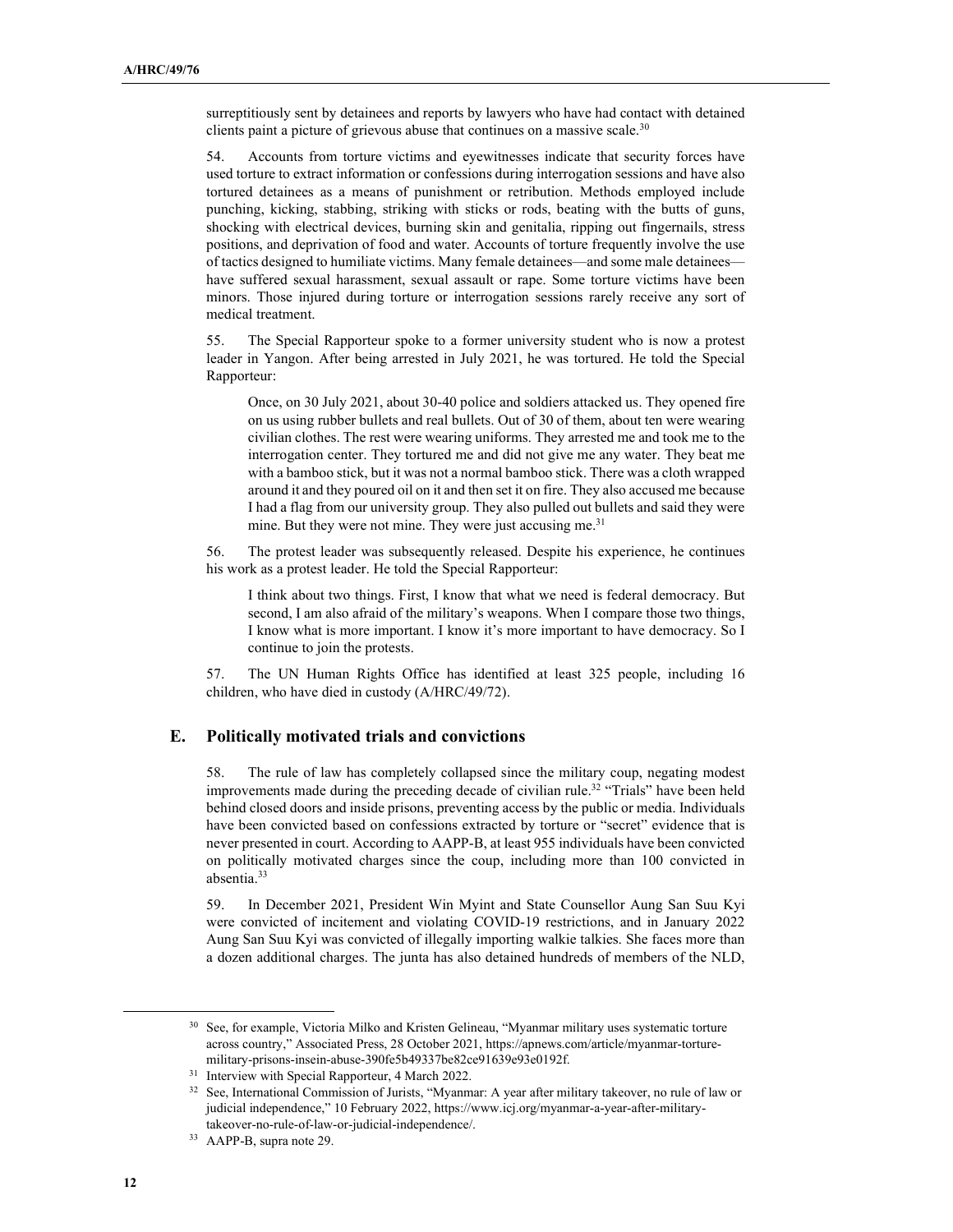surreptitiously sent by detainees and reports by lawyers who have had contact with detained clients paint a picture of grievous abuse that continues on a massive scale.[30]

54. Accounts from torture victims and eyewitnesses indicate that security forces have used torture to extract information or confessions during interrogation sessions and have also tortured detainees as a means of punishment or retribution. Methods employed include punching, kicking, stabbing, striking with sticks or rods, beating with the butts of guns, shocking with electrical devices, burning skin and genitalia, ripping out fingernails, stress positions, and deprivation of food and water. Accounts of torture frequently involve the use of tactics designed to humiliate victims. Many female detainees—and some male detainees—have suffered sexual harassment, sexual assault or rape. Some torture victims have been minors. Those injured during torture or interrogation sessions rarely receive any sort of medical treatment.

55. The Special Rapporteur spoke to a former university student who is now a protest leader in Yangon. After being arrested in July 2021, he was tortured. He told the Special Rapporteur:

> Once, on 30 July 2021, about 30-40 police and soldiers attacked us. They opened fire on us using rubber bullets and real bullets. Out of 30 of them, about ten were wearing civilian clothes. The rest were wearing uniforms. They arrested me and took me to the interrogation center. They tortured me and did not give me any water. They beat me with a bamboo stick, but it was not a normal bamboo stick. There was a cloth wrapped around it and they poured oil on it and then set it on fire. They also accused me because I had a flag from our university group. They also pulled out bullets and said they were mine. But they were not mine. They were just accusing me.[31]

56. The protest leader was subsequently released. Despite his experience, he continues his work as a protest leader. He told the Special Rapporteur:

> I think about two things. First, I know that what we need is federal democracy. But second, I am also afraid of the military's weapons. When I compare those two things, I know what is more important. I know it's more important to have democracy. So I continue to join the protests.

57. The UN Human Rights Office has identified at least 325 people, including 16 children, who have died in custody (A/HRC/49/72).

## E. Politically motivated trials and convictions

58. The rule of law has completely collapsed since the military coup, negating modest improvements made during the preceding decade of civilian rule.[32] "Trials" have been held behind closed doors and inside prisons, preventing access by the public or media. Individuals have been convicted based on confessions extracted by torture or "secret" evidence that is never presented in court. According to AAPP-B, at least 955 individuals have been convicted on politically motivated charges since the coup, including more than 100 convicted in absentia.[33]

59. In December 2021, President Win Myint and State Counsellor Aung San Suu Kyi were convicted of incitement and violating COVID-19 restrictions, and in January 2022 Aung San Suu Kyi was convicted of illegally importing walkie talkies. She faces more than a dozen additional charges. The junta has also detained hundreds of members of the NLD,

---

[30] See, for example, Victoria Milko and Kristen Gelineau, "Myanmar military uses systematic torture across country," Associated Press, 28 October 2021, https://apnews.com/article/myanmar-torture-military-prisons-insein-abuse-390fe5b49337be82ce91639e93e0192f.

[31] Interview with Special Rapporteur, 4 March 2022.

[32] See, International Commission of Jurists, "Myanmar: A year after military takeover, no rule of law or judicial independence," 10 February 2022, https://www.icj.org/myanmar-a-year-after-military-takeover-no-rule-of-law-or-judicial-independence/.

[33] AAPP-B, supra note 29.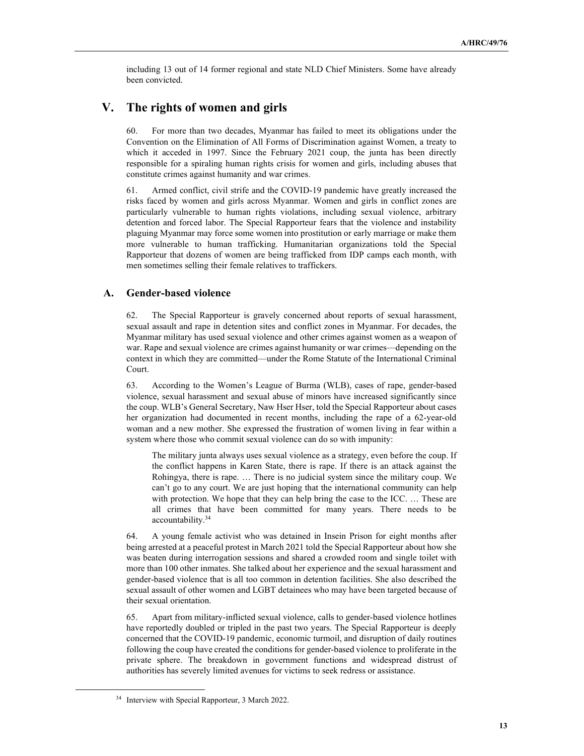including 13 out of 14 former regional and state NLD Chief Ministers. Some have already been convicted.

# V. The rights of women and girls

60. For more than two decades, Myanmar has failed to meet its obligations under the Convention on the Elimination of All Forms of Discrimination against Women, a treaty to which it acceded in 1997. Since the February 2021 coup, the junta has been directly responsible for a spiraling human rights crisis for women and girls, including abuses that constitute crimes against humanity and war crimes.

61. Armed conflict, civil strife and the COVID-19 pandemic have greatly increased the risks faced by women and girls across Myanmar. Women and girls in conflict zones are particularly vulnerable to human rights violations, including sexual violence, arbitrary detention and forced labor. The Special Rapporteur fears that the violence and instability plaguing Myanmar may force some women into prostitution or early marriage or make them more vulnerable to human trafficking. Humanitarian organizations told the Special Rapporteur that dozens of women are being trafficked from IDP camps each month, with men sometimes selling their female relatives to traffickers.

## A. Gender-based violence

62. The Special Rapporteur is gravely concerned about reports of sexual harassment, sexual assault and rape in detention sites and conflict zones in Myanmar. For decades, the Myanmar military has used sexual violence and other crimes against women as a weapon of war. Rape and sexual violence are crimes against humanity or war crimes—depending on the context in which they are committed—under the Rome Statute of the International Criminal Court.

63. According to the Women's League of Burma (WLB), cases of rape, gender-based violence, sexual harassment and sexual abuse of minors have increased significantly since the coup. WLB's General Secretary, Naw Hser Hser, told the Special Rapporteur about cases her organization had documented in recent months, including the rape of a 62-year-old woman and a new mother. She expressed the frustration of women living in fear within a system where those who commit sexual violence can do so with impunity:

> The military junta always uses sexual violence as a strategy, even before the coup. If the conflict happens in Karen State, there is rape. If there is an attack against the Rohingya, there is rape. … There is no judicial system since the military coup. We can't go to any court. We are just hoping that the international community can help with protection. We hope that they can help bring the case to the ICC. … These are all crimes that have been committed for many years. There needs to be accountability.[34]

64. A young female activist who was detained in Insein Prison for eight months after being arrested at a peaceful protest in March 2021 told the Special Rapporteur about how she was beaten during interrogation sessions and shared a crowded room and single toilet with more than 100 other inmates. She talked about her experience and the sexual harassment and gender-based violence that is all too common in detention facilities. She also described the sexual assault of other women and LGBT detainees who may have been targeted because of their sexual orientation.

65. Apart from military-inflicted sexual violence, calls to gender-based violence hotlines have reportedly doubled or tripled in the past two years. The Special Rapporteur is deeply concerned that the COVID-19 pandemic, economic turmoil, and disruption of daily routines following the coup have created the conditions for gender-based violence to proliferate in the private sphere. The breakdown in government functions and widespread distrust of authorities has severely limited avenues for victims to seek redress or assistance.

---

[34] Interview with Special Rapporteur, 3 March 2022.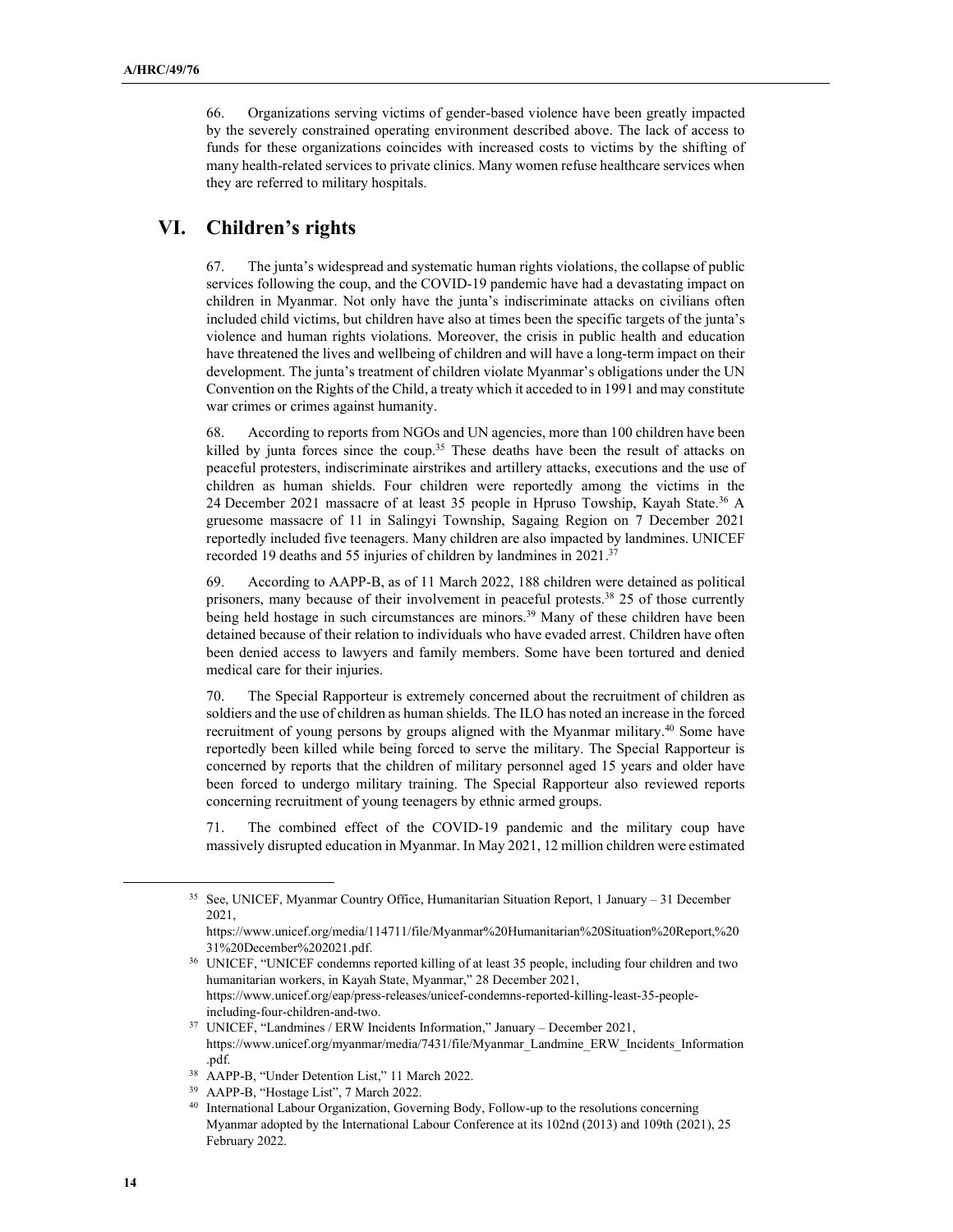66. Organizations serving victims of gender-based violence have been greatly impacted by the severely constrained operating environment described above. The lack of access to funds for these organizations coincides with increased costs to victims by the shifting of many health-related services to private clinics. Many women refuse healthcare services when they are referred to military hospitals.

# VI. Children's rights

67. The junta's widespread and systematic human rights violations, the collapse of public services following the coup, and the COVID-19 pandemic have had a devastating impact on children in Myanmar. Not only have the junta's indiscriminate attacks on civilians often included child victims, but children have also at times been the specific targets of the junta's violence and human rights violations. Moreover, the crisis in public health and education have threatened the lives and wellbeing of children and will have a long-term impact on their development. The junta's treatment of children violate Myanmar's obligations under the UN Convention on the Rights of the Child, a treaty which it acceded to in 1991 and may constitute war crimes or crimes against humanity.

68. According to reports from NGOs and UN agencies, more than 100 children have been killed by junta forces since the coup.[35] These deaths have been the result of attacks on peaceful protesters, indiscriminate airstrikes and artillery attacks, executions and the use of children as human shields. Four children were reportedly among the victims in the 24 December 2021 massacre of at least 35 people in Hpruso Towship, Kayah State.[36] A gruesome massacre of 11 in Salingyi Township, Sagaing Region on 7 December 2021 reportedly included five teenagers. Many children are also impacted by landmines. UNICEF recorded 19 deaths and 55 injuries of children by landmines in 2021.[37]

69. According to AAPP-B, as of 11 March 2022, 188 children were detained as political prisoners, many because of their involvement in peaceful protests.[38] 25 of those currently being held hostage in such circumstances are minors.[39] Many of these children have been detained because of their relation to individuals who have evaded arrest. Children have often been denied access to lawyers and family members. Some have been tortured and denied medical care for their injuries.

70. The Special Rapporteur is extremely concerned about the recruitment of children as soldiers and the use of children as human shields. The ILO has noted an increase in the forced recruitment of young persons by groups aligned with the Myanmar military.[40] Some have reportedly been killed while being forced to serve the military. The Special Rapporteur is concerned by reports that the children of military personnel aged 15 years and older have been forced to undergo military training. The Special Rapporteur also reviewed reports concerning recruitment of young teenagers by ethnic armed groups.

71. The combined effect of the COVID-19 pandemic and the military coup have massively disrupted education in Myanmar. In May 2021, 12 million children were estimated

---

[35] See, UNICEF, Myanmar Country Office, Humanitarian Situation Report, 1 January – 31 December 2021, https://www.unicef.org/media/114711/file/Myanmar%20Humanitarian%20Situation%20Report,%2031%20December%202021.pdf.

[36] UNICEF, "UNICEF condemns reported killing of at least 35 people, including four children and two humanitarian workers, in Kayah State, Myanmar," 28 December 2021, https://www.unicef.org/eap/press-releases/unicef-condemns-reported-killing-least-35-people-including-four-children-and-two.

[37] UNICEF, "Landmines / ERW Incidents Information," January – December 2021, https://www.unicef.org/myanmar/media/7431/file/Myanmar_Landmine_ERW_Incidents_Information.pdf.

[38] AAPP-B, "Under Detention List," 11 March 2022.

[39] AAPP-B, "Hostage List", 7 March 2022.

[40] International Labour Organization, Governing Body, Follow-up to the resolutions concerning Myanmar adopted by the International Labour Conference at its 102nd (2013) and 109th (2021), 25 February 2022.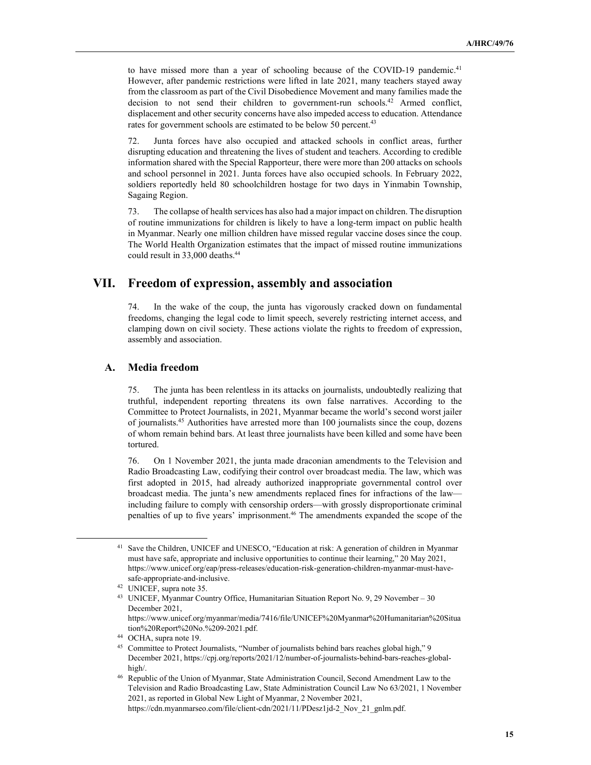to have missed more than a year of schooling because of the COVID-19 pandemic.[41] However, after pandemic restrictions were lifted in late 2021, many teachers stayed away from the classroom as part of the Civil Disobedience Movement and many families made the decision to not send their children to government-run schools.[42] Armed conflict, displacement and other security concerns have also impeded access to education. Attendance rates for government schools are estimated to be below 50 percent.[43]

72. Junta forces have also occupied and attacked schools in conflict areas, further disrupting education and threatening the lives of student and teachers. According to credible information shared with the Special Rapporteur, there were more than 200 attacks on schools and school personnel in 2021. Junta forces have also occupied schools. In February 2022, soldiers reportedly held 80 schoolchildren hostage for two days in Yinmabin Township, Sagaing Region.

73. The collapse of health services has also had a major impact on children. The disruption of routine immunizations for children is likely to have a long-term impact on public health in Myanmar. Nearly one million children have missed regular vaccine doses since the coup. The World Health Organization estimates that the impact of missed routine immunizations could result in 33,000 deaths.[44]

# VII. Freedom of expression, assembly and association

74. In the wake of the coup, the junta has vigorously cracked down on fundamental freedoms, changing the legal code to limit speech, severely restricting internet access, and clamping down on civil society. These actions violate the rights to freedom of expression, assembly and association.

## A. Media freedom

75. The junta has been relentless in its attacks on journalists, undoubtedly realizing that truthful, independent reporting threatens its own false narratives. According to the Committee to Protect Journalists, in 2021, Myanmar became the world's second worst jailer of journalists.[45] Authorities have arrested more than 100 journalists since the coup, dozens of whom remain behind bars. At least three journalists have been killed and some have been tortured.

76. On 1 November 2021, the junta made draconian amendments to the Television and Radio Broadcasting Law, codifying their control over broadcast media. The law, which was first adopted in 2015, had already authorized inappropriate governmental control over broadcast media. The junta's new amendments replaced fines for infractions of the law—including failure to comply with censorship orders—with grossly disproportionate criminal penalties of up to five years' imprisonment.[46] The amendments expanded the scope of the

---

[41] Save the Children, UNICEF and UNESCO, "Education at risk: A generation of children in Myanmar must have safe, appropriate and inclusive opportunities to continue their learning," 20 May 2021, https://www.unicef.org/eap/press-releases/education-risk-generation-children-myanmar-must-have-safe-appropriate-and-inclusive.

[42] UNICEF, supra note 35.

[43] UNICEF, Myanmar Country Office, Humanitarian Situation Report No. 9, 29 November – 30 December 2021, https://www.unicef.org/myanmar/media/7416/file/UNICEF%20Myanmar%20Humanitarian%20Situation%20Report%20No.%209-2021.pdf.

[44] OCHA, supra note 19.

[45] Committee to Protect Journalists, "Number of journalists behind bars reaches global high," 9 December 2021, https://cpj.org/reports/2021/12/number-of-journalists-behind-bars-reaches-global-high/.

[46] Republic of the Union of Myanmar, State Administration Council, Second Amendment Law to the Television and Radio Broadcasting Law, State Administration Council Law No 63/2021, 1 November 2021, as reported in Global New Light of Myanmar, 2 November 2021, https://cdn.myanmarseo.com/file/client-cdn/2021/11/PDesz1jd-2_Nov_21_gnlm.pdf.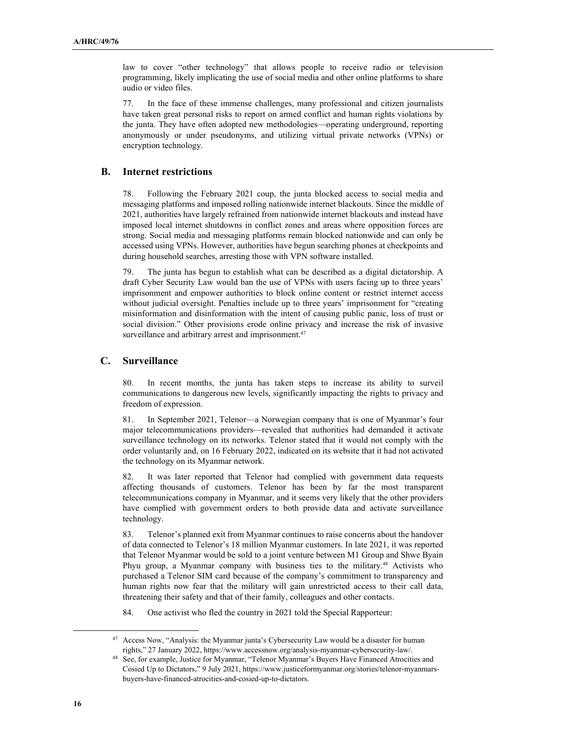law to cover "other technology" that allows people to receive radio or television programming, likely implicating the use of social media and other online platforms to share audio or video files.

77. In the face of these immense challenges, many professional and citizen journalists have taken great personal risks to report on armed conflict and human rights violations by the junta. They have often adopted new methodologies—operating underground, reporting anonymously or under pseudonyms, and utilizing virtual private networks (VPNs) or encryption technology.

## B. Internet restrictions

78. Following the February 2021 coup, the junta blocked access to social media and messaging platforms and imposed rolling nationwide internet blackouts. Since the middle of 2021, authorities have largely refrained from nationwide internet blackouts and instead have imposed local internet shutdowns in conflict zones and areas where opposition forces are strong. Social media and messaging platforms remain blocked nationwide and can only be accessed using VPNs. However, authorities have begun searching phones at checkpoints and during household searches, arresting those with VPN software installed.

79. The junta has begun to establish what can be described as a digital dictatorship. A draft Cyber Security Law would ban the use of VPNs with users facing up to three years' imprisonment and empower authorities to block online content or restrict internet access without judicial oversight. Penalties include up to three years' imprisonment for "creating misinformation and disinformation with the intent of causing public panic, loss of trust or social division." Other provisions erode online privacy and increase the risk of invasive surveillance and arbitrary arrest and imprisonment.[47]

## C. Surveillance

80. In recent months, the junta has taken steps to increase its ability to surveil communications to dangerous new levels, significantly impacting the rights to privacy and freedom of expression.

81. In September 2021, Telenor—a Norwegian company that is one of Myanmar's four major telecommunications providers—revealed that authorities had demanded it activate surveillance technology on its networks. Telenor stated that it would not comply with the order voluntarily and, on 16 February 2022, indicated on its website that it had not activated the technology on its Myanmar network.

82. It was later reported that Telenor had complied with government data requests affecting thousands of customers. Telenor has been by far the most transparent telecommunications company in Myanmar, and it seems very likely that the other providers have complied with government orders to both provide data and activate surveillance technology.

83. Telenor's planned exit from Myanmar continues to raise concerns about the handover of data connected to Telenor's 18 million Myanmar customers. In late 2021, it was reported that Telenor Myanmar would be sold to a joint venture between M1 Group and Shwe Byain Phyu group, a Myanmar company with business ties to the military.[48] Activists who purchased a Telenor SIM card because of the company's commitment to transparency and human rights now fear that the military will gain unrestricted access to their call data, threatening their safety and that of their family, colleagues and other contacts.

84. One activist who fled the country in 2021 told the Special Rapporteur:

---

[47] Access Now, "Analysis: the Myanmar junta's Cybersecurity Law would be a disaster for human rights," 27 January 2022, https://www.accessnow.org/analysis-myanmar-cybersecurity-law/.

[48] See, for example, Justice for Myanmar, "Telenor Myanmar's Buyers Have Financed Atrocities and Cosied Up to Dictators," 9 July 2021, https://www.justiceformyanmar.org/stories/telenor-myanmars-buyers-have-financed-atrocities-and-cosied-up-to-dictators.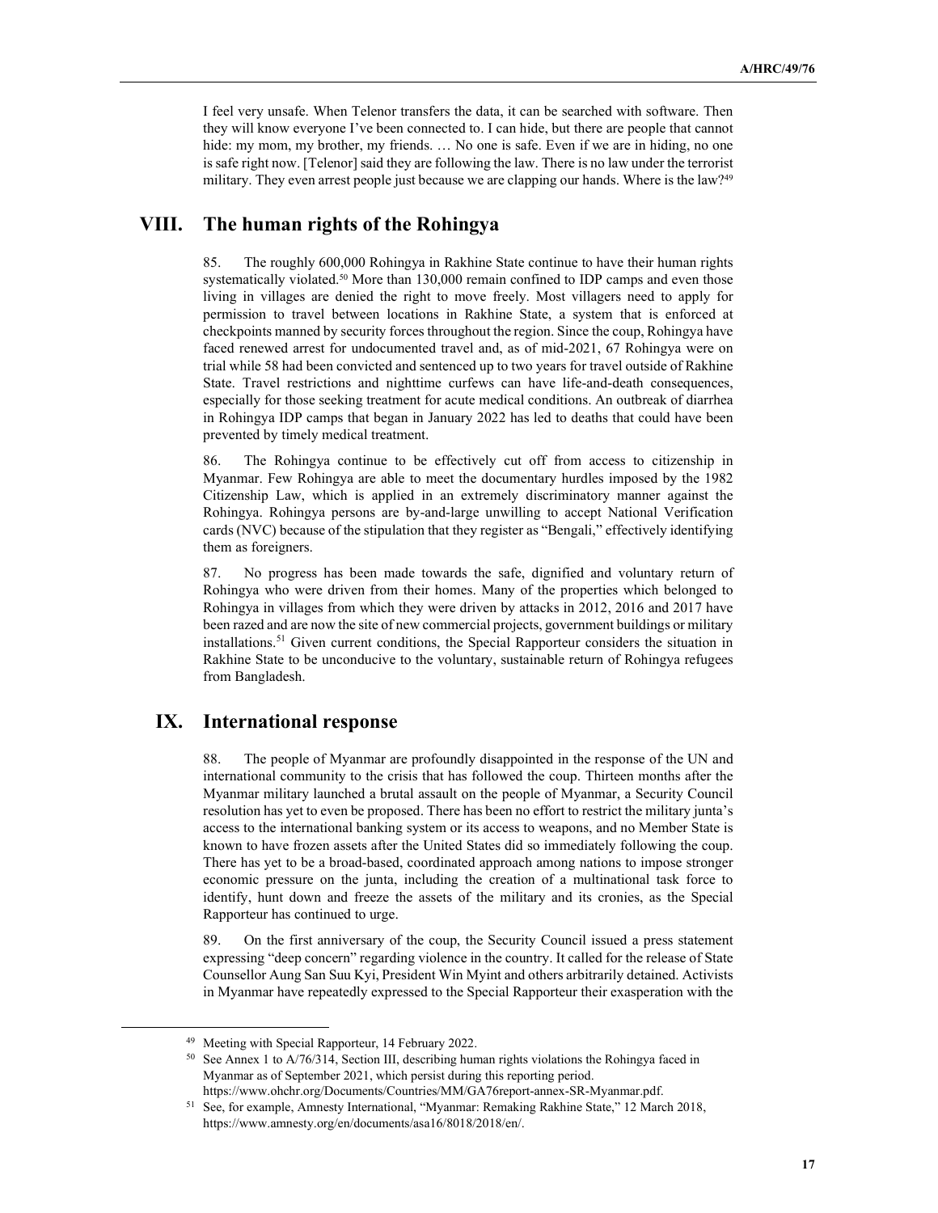> I feel very unsafe. When Telenor transfers the data, it can be searched with software. Then they will know everyone I've been connected to. I can hide, but there are people that cannot hide: my mom, my brother, my friends. … No one is safe. Even if we are in hiding, no one is safe right now. [Telenor] said they are following the law. There is no law under the terrorist military. They even arrest people just because we are clapping our hands. Where is the law?[49]

## VIII. The human rights of the Rohingya

85. The roughly 600,000 Rohingya in Rakhine State continue to have their human rights systematically violated.[50] More than 130,000 remain confined to IDP camps and even those living in villages are denied the right to move freely. Most villagers need to apply for permission to travel between locations in Rakhine State, a system that is enforced at checkpoints manned by security forces throughout the region. Since the coup, Rohingya have faced renewed arrest for undocumented travel and, as of mid-2021, 67 Rohingya were on trial while 58 had been convicted and sentenced up to two years for travel outside of Rakhine State. Travel restrictions and nighttime curfews can have life-and-death consequences, especially for those seeking treatment for acute medical conditions. An outbreak of diarrhea in Rohingya IDP camps that began in January 2022 has led to deaths that could have been prevented by timely medical treatment.

86. The Rohingya continue to be effectively cut off from access to citizenship in Myanmar. Few Rohingya are able to meet the documentary hurdles imposed by the 1982 Citizenship Law, which is applied in an extremely discriminatory manner against the Rohingya. Rohingya persons are by-and-large unwilling to accept National Verification cards (NVC) because of the stipulation that they register as "Bengali," effectively identifying them as foreigners.

87. No progress has been made towards the safe, dignified and voluntary return of Rohingya who were driven from their homes. Many of the properties which belonged to Rohingya in villages from which they were driven by attacks in 2012, 2016 and 2017 have been razed and are now the site of new commercial projects, government buildings or military installations.[51] Given current conditions, the Special Rapporteur considers the situation in Rakhine State to be unconducive to the voluntary, sustainable return of Rohingya refugees from Bangladesh.

## IX. International response

88. The people of Myanmar are profoundly disappointed in the response of the UN and international community to the crisis that has followed the coup. Thirteen months after the Myanmar military launched a brutal assault on the people of Myanmar, a Security Council resolution has yet to even be proposed. There has been no effort to restrict the military junta's access to the international banking system or its access to weapons, and no Member State is known to have frozen assets after the United States did so immediately following the coup. There has yet to be a broad-based, coordinated approach among nations to impose stronger economic pressure on the junta, including the creation of a multinational task force to identify, hunt down and freeze the assets of the military and its cronies, as the Special Rapporteur has continued to urge.

89. On the first anniversary of the coup, the Security Council issued a press statement expressing "deep concern" regarding violence in the country. It called for the release of State Counsellor Aung San Suu Kyi, President Win Myint and others arbitrarily detained. Activists in Myanmar have repeatedly expressed to the Special Rapporteur their exasperation with the

---

[49] Meeting with Special Rapporteur, 14 February 2022.

[50] See Annex 1 to A/76/314, Section III, describing human rights violations the Rohingya faced in Myanmar as of September 2021, which persist during this reporting period. https://www.ohchr.org/Documents/Countries/MM/GA76report-annex-SR-Myanmar.pdf.

[51] See, for example, Amnesty International, "Myanmar: Remaking Rakhine State," 12 March 2018, https://www.amnesty.org/en/documents/asa16/8018/2018/en/.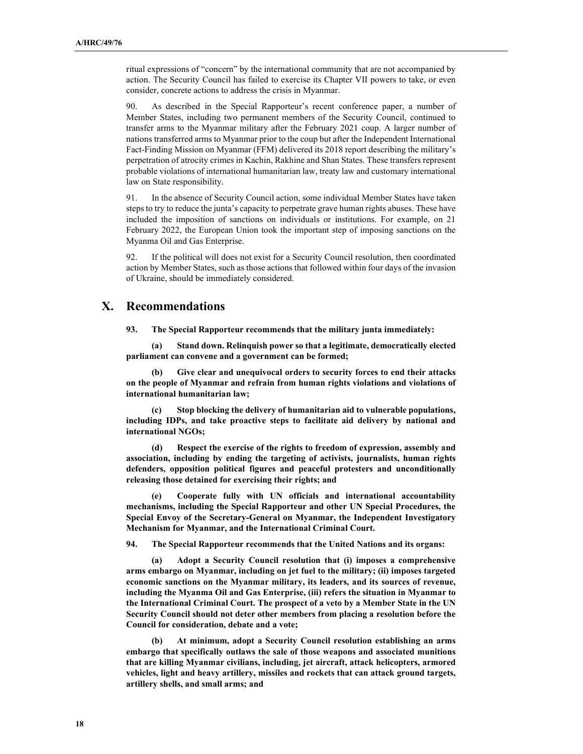ritual expressions of "concern" by the international community that are not accompanied by action. The Security Council has failed to exercise its Chapter VII powers to take, or even consider, concrete actions to address the crisis in Myanmar.

90. As described in the Special Rapporteur's recent conference paper, a number of Member States, including two permanent members of the Security Council, continued to transfer arms to the Myanmar military after the February 2021 coup. A larger number of nations transferred arms to Myanmar prior to the coup but after the Independent International Fact-Finding Mission on Myanmar (FFM) delivered its 2018 report describing the military's perpetration of atrocity crimes in Kachin, Rakhine and Shan States. These transfers represent probable violations of international humanitarian law, treaty law and customary international law on State responsibility.

91. In the absence of Security Council action, some individual Member States have taken steps to try to reduce the junta's capacity to perpetrate grave human rights abuses. These have included the imposition of sanctions on individuals or institutions. For example, on 21 February 2022, the European Union took the important step of imposing sanctions on the Myanma Oil and Gas Enterprise.

92. If the political will does not exist for a Security Council resolution, then coordinated action by Member States, such as those actions that followed within four days of the invasion of Ukraine, should be immediately considered.

# X. Recommendations

**93. The Special Rapporteur recommends that the military junta immediately:**

**(a) Stand down. Relinquish power so that a legitimate, democratically elected parliament can convene and a government can be formed;**

**(b) Give clear and unequivocal orders to security forces to end their attacks on the people of Myanmar and refrain from human rights violations and violations of international humanitarian law;**

**(c) Stop blocking the delivery of humanitarian aid to vulnerable populations, including IDPs, and take proactive steps to facilitate aid delivery by national and international NGOs;**

**(d) Respect the exercise of the rights to freedom of expression, assembly and association, including by ending the targeting of activists, journalists, human rights defenders, opposition political figures and peaceful protesters and unconditionally releasing those detained for exercising their rights; and**

**(e) Cooperate fully with UN officials and international accountability mechanisms, including the Special Rapporteur and other UN Special Procedures, the Special Envoy of the Secretary-General on Myanmar, the Independent Investigatory Mechanism for Myanmar, and the International Criminal Court.**

**94. The Special Rapporteur recommends that the United Nations and its organs:**

**(a) Adopt a Security Council resolution that (i) imposes a comprehensive arms embargo on Myanmar, including on jet fuel to the military; (ii) imposes targeted economic sanctions on the Myanmar military, its leaders, and its sources of revenue, including the Myanma Oil and Gas Enterprise, (iii) refers the situation in Myanmar to the International Criminal Court. The prospect of a veto by a Member State in the UN Security Council should not deter other members from placing a resolution before the Council for consideration, debate and a vote;**

**(b) At minimum, adopt a Security Council resolution establishing an arms embargo that specifically outlaws the sale of those weapons and associated munitions that are killing Myanmar civilians, including, jet aircraft, attack helicopters, armored vehicles, light and heavy artillery, missiles and rockets that can attack ground targets, artillery shells, and small arms; and**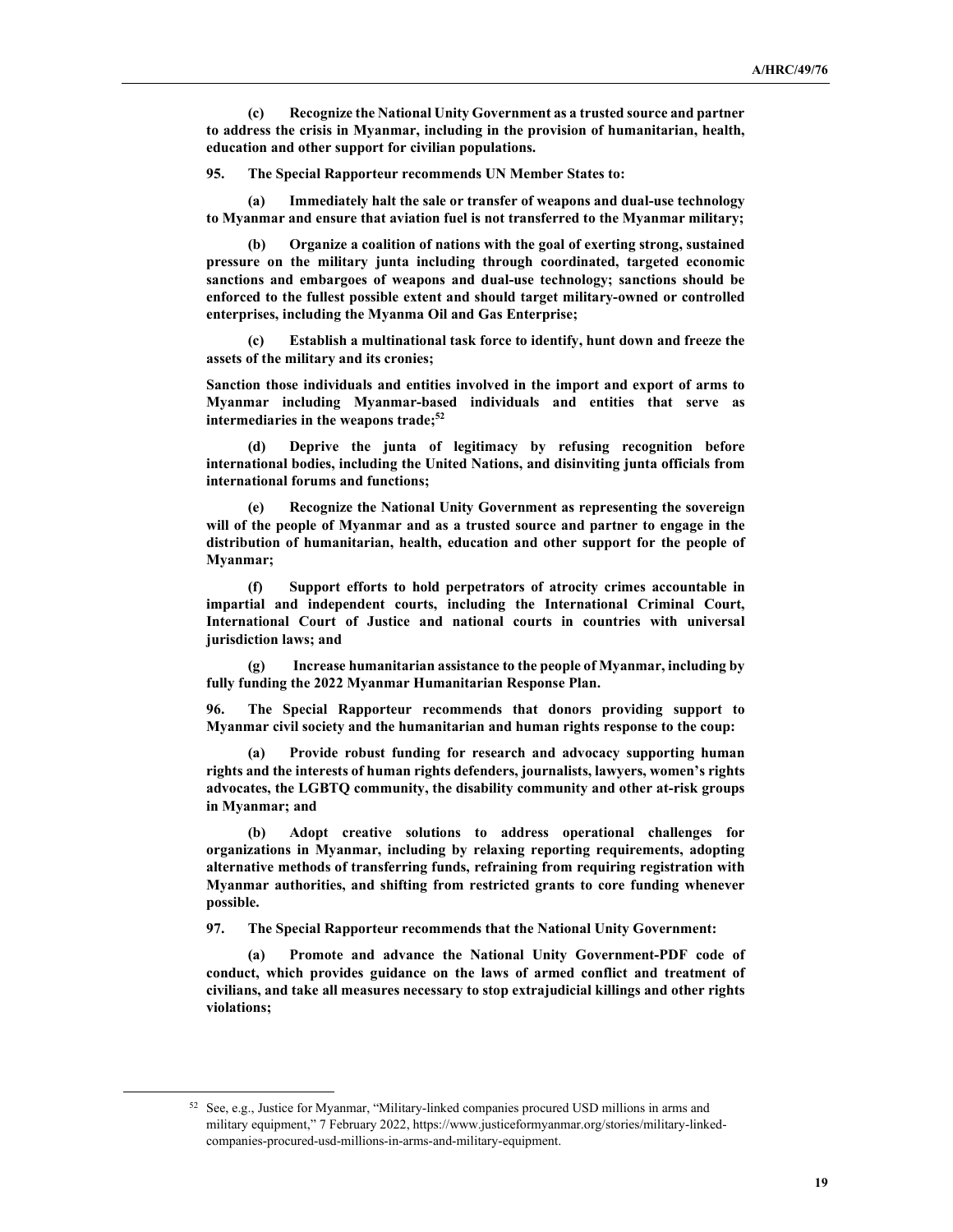**(c) Recognize the National Unity Government as a trusted source and partner to address the crisis in Myanmar, including in the provision of humanitarian, health, education and other support for civilian populations.**

**95. The Special Rapporteur recommends UN Member States to:**

**(a) Immediately halt the sale or transfer of weapons and dual-use technology to Myanmar and ensure that aviation fuel is not transferred to the Myanmar military;**

**(b) Organize a coalition of nations with the goal of exerting strong, sustained pressure on the military junta including through coordinated, targeted economic sanctions and embargoes of weapons and dual-use technology; sanctions should be enforced to the fullest possible extent and should target military-owned or controlled enterprises, including the Myanma Oil and Gas Enterprise;**

**(c) Establish a multinational task force to identify, hunt down and freeze the assets of the military and its cronies;**

**Sanction those individuals and entities involved in the import and export of arms to Myanmar including Myanmar-based individuals and entities that serve as intermediaries in the weapons trade;[52]**

**(d) Deprive the junta of legitimacy by refusing recognition before international bodies, including the United Nations, and disinviting junta officials from international forums and functions;**

**(e) Recognize the National Unity Government as representing the sovereign will of the people of Myanmar and as a trusted source and partner to engage in the distribution of humanitarian, health, education and other support for the people of Myanmar;**

**(f) Support efforts to hold perpetrators of atrocity crimes accountable in impartial and independent courts, including the International Criminal Court, International Court of Justice and national courts in countries with universal jurisdiction laws; and**

**(g) Increase humanitarian assistance to the people of Myanmar, including by fully funding the 2022 Myanmar Humanitarian Response Plan.**

**96. The Special Rapporteur recommends that donors providing support to Myanmar civil society and the humanitarian and human rights response to the coup:**

**(a) Provide robust funding for research and advocacy supporting human rights and the interests of human rights defenders, journalists, lawyers, women's rights advocates, the LGBTQ community, the disability community and other at-risk groups in Myanmar; and**

**(b) Adopt creative solutions to address operational challenges for organizations in Myanmar, including by relaxing reporting requirements, adopting alternative methods of transferring funds, refraining from requiring registration with Myanmar authorities, and shifting from restricted grants to core funding whenever possible.**

**97. The Special Rapporteur recommends that the National Unity Government:**

**(a) Promote and advance the National Unity Government-PDF code of conduct, which provides guidance on the laws of armed conflict and treatment of civilians, and take all measures necessary to stop extrajudicial killings and other rights violations;**

---

[52] See, e.g., Justice for Myanmar, "Military-linked companies procured USD millions in arms and military equipment," 7 February 2022, https://www.justiceformyanmar.org/stories/military-linked-companies-procured-usd-millions-in-arms-and-military-equipment.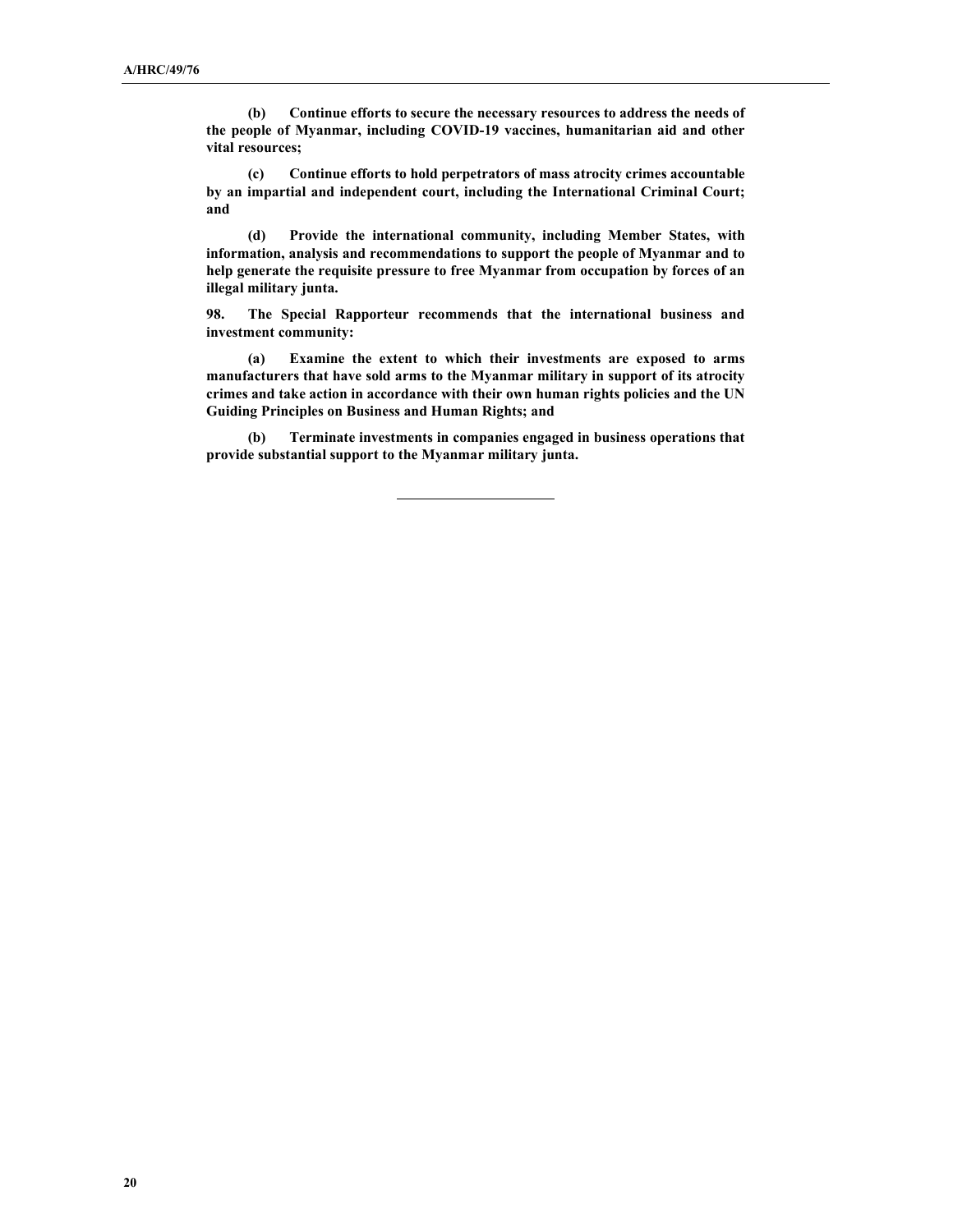**(b) Continue efforts to secure the necessary resources to address the needs of the people of Myanmar, including COVID-19 vaccines, humanitarian aid and other vital resources;**

**(c) Continue efforts to hold perpetrators of mass atrocity crimes accountable by an impartial and independent court, including the International Criminal Court; and**

**(d) Provide the international community, including Member States, with information, analysis and recommendations to support the people of Myanmar and to help generate the requisite pressure to free Myanmar from occupation by forces of an illegal military junta.**

**98. The Special Rapporteur recommends that the international business and investment community:**

**(a) Examine the extent to which their investments are exposed to arms manufacturers that have sold arms to the Myanmar military in support of its atrocity crimes and take action in accordance with their own human rights policies and the UN Guiding Principles on Business and Human Rights; and**

**(b) Terminate investments in companies engaged in business operations that provide substantial support to the Myanmar military junta.**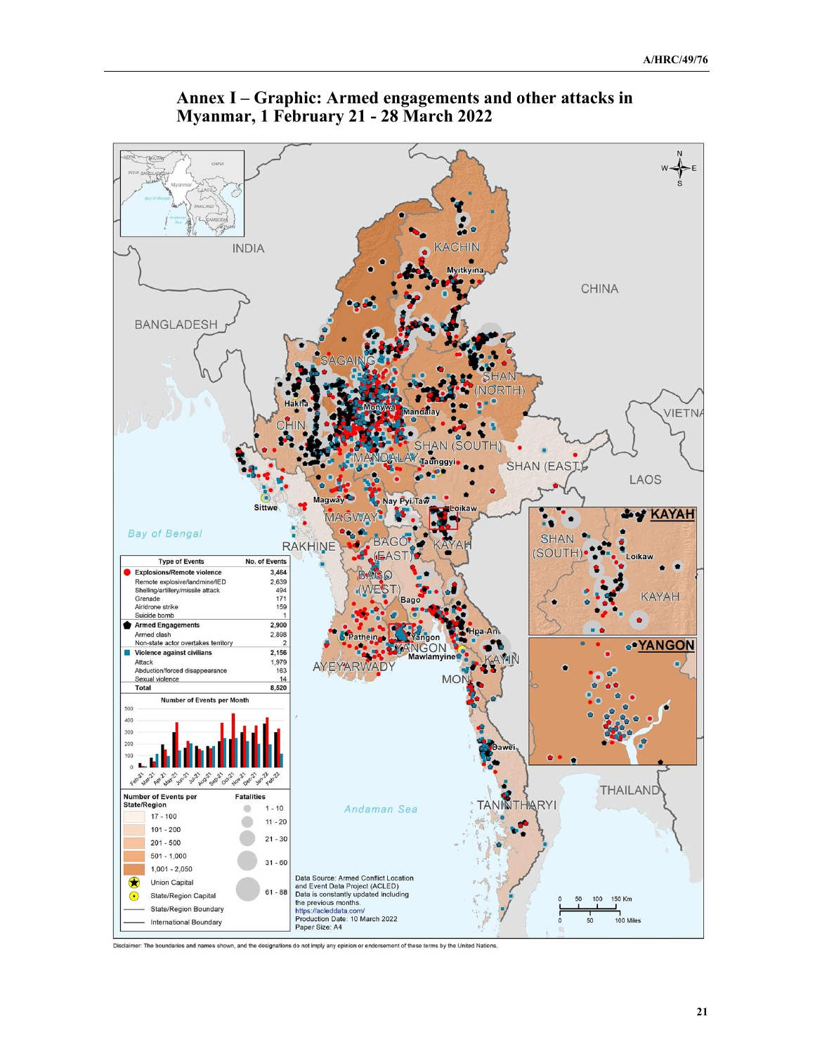## Annex I – Graphic: Armed engagements and other attacks in Myanmar, 1 February 21 - 28 March 2022

| Type of Events | No. of Events |
|---|---|
| **Explosions/Remote violence** | **3,464** |
| Remote explosive/landmine/IED | 2,639 |
| Shelling/artillery/missile attack | 494 |
| Grenade | 171 |
| Air/drone strike | 159 |
| Suicide bomb | 1 |
| **Armed Engagements** | **2,900** |
| Armed clash | 2,898 |
| Non-state actor overtakes territory | 2 |
| **Violence against civilians** | **2,156** |
| Attack | 1,979 |
| Abduction/forced disappearance | 163 |
| Sexual violence | 14 |
| **Total** | **8,520** |

Number of Events per Month

| Number of Events per State/Region | Fatalities |
|---|---|
| 17 - 100 | 1 - 10 |
| 101 - 200 | 11 - 20 |
| 201 - 500 | 21 - 30 |
| 501 - 1,000 | 31 - 60 |
| 1,001 - 2,050 | 61 - 88 |

Union Capital
State/Region Capital
State/Region Boundary
International Boundary

Data Source: Armed Conflict Location and Event Data Project (ACLED)
Data is constantly updated including the previous months.
https://acleddata.com/
Production Date: 10 March 2022
Paper Size: A4

Disclaimer: The boundaries and names shown, and the designations do not imply any opinion or endorsement of these terms by the United Nations.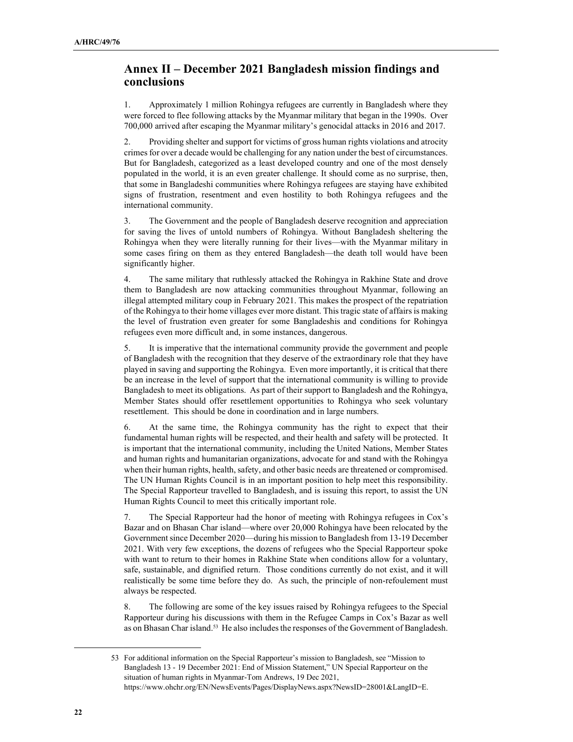## Annex II – December 2021 Bangladesh mission findings and conclusions

1. Approximately 1 million Rohingya refugees are currently in Bangladesh where they were forced to flee following attacks by the Myanmar military that began in the 1990s. Over 700,000 arrived after escaping the Myanmar military's genocidal attacks in 2016 and 2017.

2. Providing shelter and support for victims of gross human rights violations and atrocity crimes for over a decade would be challenging for any nation under the best of circumstances. But for Bangladesh, categorized as a least developed country and one of the most densely populated in the world, it is an even greater challenge. It should come as no surprise, then, that some in Bangladeshi communities where Rohingya refugees are staying have exhibited signs of frustration, resentment and even hostility to both Rohingya refugees and the international community.

3. The Government and the people of Bangladesh deserve recognition and appreciation for saving the lives of untold numbers of Rohingya. Without Bangladesh sheltering the Rohingya when they were literally running for their lives—with the Myanmar military in some cases firing on them as they entered Bangladesh—the death toll would have been significantly higher.

4. The same military that ruthlessly attacked the Rohingya in Rakhine State and drove them to Bangladesh are now attacking communities throughout Myanmar, following an illegal attempted military coup in February 2021. This makes the prospect of the repatriation of the Rohingya to their home villages ever more distant. This tragic state of affairs is making the level of frustration even greater for some Bangladeshis and conditions for Rohingya refugees even more difficult and, in some instances, dangerous.

5. It is imperative that the international community provide the government and people of Bangladesh with the recognition that they deserve of the extraordinary role that they have played in saving and supporting the Rohingya. Even more importantly, it is critical that there be an increase in the level of support that the international community is willing to provide Bangladesh to meet its obligations. As part of their support to Bangladesh and the Rohingya, Member States should offer resettlement opportunities to Rohingya who seek voluntary resettlement. This should be done in coordination and in large numbers.

6. At the same time, the Rohingya community has the right to expect that their fundamental human rights will be respected, and their health and safety will be protected. It is important that the international community, including the United Nations, Member States and human rights and humanitarian organizations, advocate for and stand with the Rohingya when their human rights, health, safety, and other basic needs are threatened or compromised. The UN Human Rights Council is in an important position to help meet this responsibility. The Special Rapporteur travelled to Bangladesh, and is issuing this report, to assist the UN Human Rights Council to meet this critically important role.

7. The Special Rapporteur had the honor of meeting with Rohingya refugees in Cox's Bazar and on Bhasan Char island—where over 20,000 Rohingya have been relocated by the Government since December 2020—during his mission to Bangladesh from 13-19 December 2021. With very few exceptions, the dozens of refugees who the Special Rapporteur spoke with want to return to their homes in Rakhine State when conditions allow for a voluntary, safe, sustainable, and dignified return. Those conditions currently do not exist, and it will realistically be some time before they do. As such, the principle of non-refoulement must always be respected.

8. The following are some of the key issues raised by Rohingya refugees to the Special Rapporteur during his discussions with them in the Refugee Camps in Cox's Bazar as well as on Bhasan Char island.[53] He also includes the responses of the Government of Bangladesh.

---

53 For additional information on the Special Rapporteur's mission to Bangladesh, see "Mission to Bangladesh 13 - 19 December 2021: End of Mission Statement," UN Special Rapporteur on the situation of human rights in Myanmar-Tom Andrews, 19 Dec 2021, https://www.ohchr.org/EN/NewsEvents/Pages/DisplayNews.aspx?NewsID=28001&LangID=E.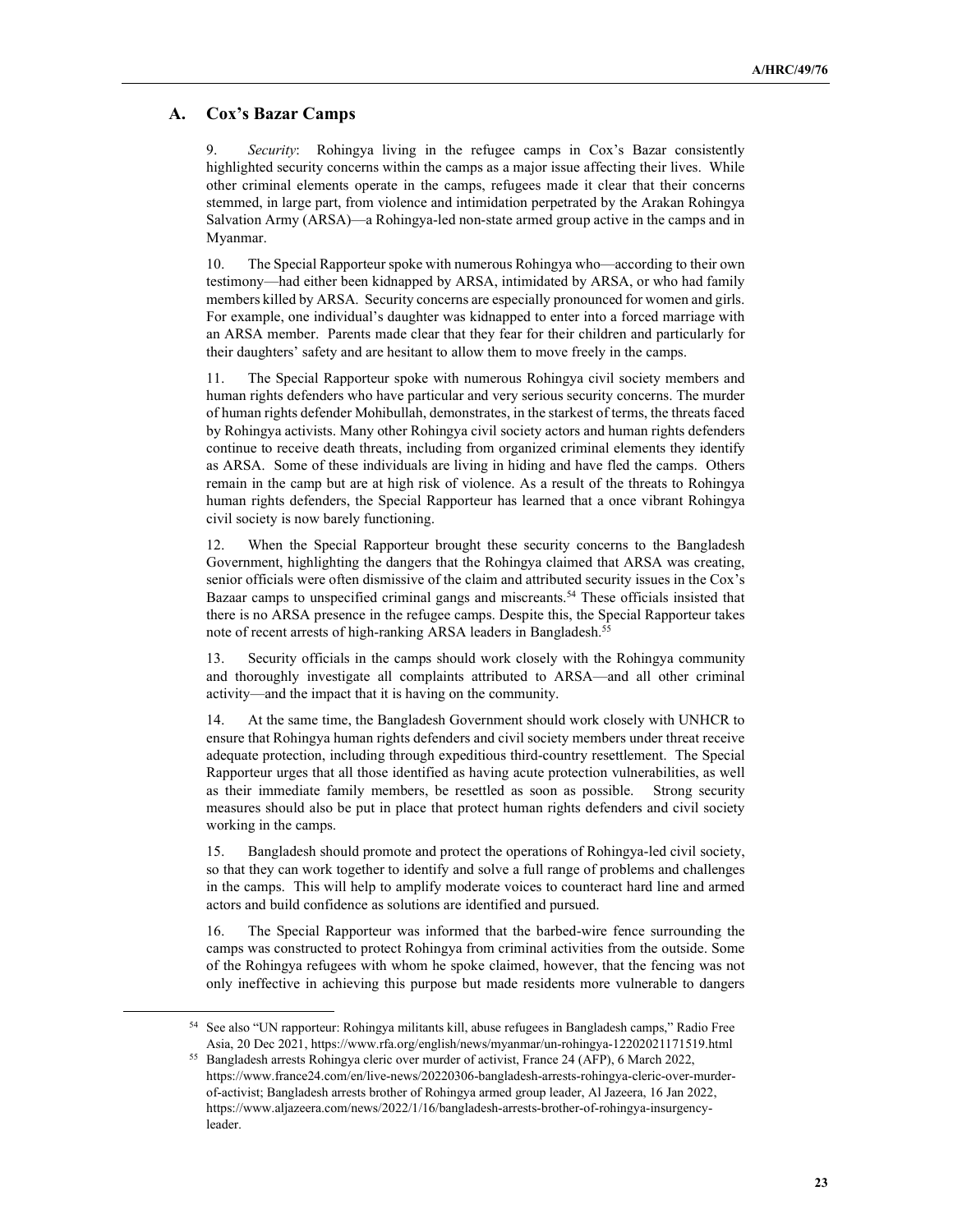## A. Cox's Bazar Camps

9. *Security*: Rohingya living in the refugee camps in Cox's Bazar consistently highlighted security concerns within the camps as a major issue affecting their lives. While other criminal elements operate in the camps, refugees made it clear that their concerns stemmed, in large part, from violence and intimidation perpetrated by the Arakan Rohingya Salvation Army (ARSA)—a Rohingya-led non-state armed group active in the camps and in Myanmar.

10. The Special Rapporteur spoke with numerous Rohingya who—according to their own testimony—had either been kidnapped by ARSA, intimidated by ARSA, or who had family members killed by ARSA. Security concerns are especially pronounced for women and girls. For example, one individual's daughter was kidnapped to enter into a forced marriage with an ARSA member. Parents made clear that they fear for their children and particularly for their daughters' safety and are hesitant to allow them to move freely in the camps.

11. The Special Rapporteur spoke with numerous Rohingya civil society members and human rights defenders who have particular and very serious security concerns. The murder of human rights defender Mohibullah, demonstrates, in the starkest of terms, the threats faced by Rohingya activists. Many other Rohingya civil society actors and human rights defenders continue to receive death threats, including from organized criminal elements they identify as ARSA. Some of these individuals are living in hiding and have fled the camps. Others remain in the camp but are at high risk of violence. As a result of the threats to Rohingya human rights defenders, the Special Rapporteur has learned that a once vibrant Rohingya civil society is now barely functioning.

12. When the Special Rapporteur brought these security concerns to the Bangladesh Government, highlighting the dangers that the Rohingya claimed that ARSA was creating, senior officials were often dismissive of the claim and attributed security issues in the Cox's Bazaar camps to unspecified criminal gangs and miscreants.[54] These officials insisted that there is no ARSA presence in the refugee camps. Despite this, the Special Rapporteur takes note of recent arrests of high-ranking ARSA leaders in Bangladesh.[55]

13. Security officials in the camps should work closely with the Rohingya community and thoroughly investigate all complaints attributed to ARSA—and all other criminal activity—and the impact that it is having on the community.

14. At the same time, the Bangladesh Government should work closely with UNHCR to ensure that Rohingya human rights defenders and civil society members under threat receive adequate protection, including through expeditious third-country resettlement. The Special Rapporteur urges that all those identified as having acute protection vulnerabilities, as well as their immediate family members, be resettled as soon as possible. Strong security measures should also be put in place that protect human rights defenders and civil society working in the camps.

15. Bangladesh should promote and protect the operations of Rohingya-led civil society, so that they can work together to identify and solve a full range of problems and challenges in the camps. This will help to amplify moderate voices to counteract hard line and armed actors and build confidence as solutions are identified and pursued.

16. The Special Rapporteur was informed that the barbed-wire fence surrounding the camps was constructed to protect Rohingya from criminal activities from the outside. Some of the Rohingya refugees with whom he spoke claimed, however, that the fencing was not only ineffective in achieving this purpose but made residents more vulnerable to dangers

---

[54] See also "UN rapporteur: Rohingya militants kill, abuse refugees in Bangladesh camps," Radio Free Asia, 20 Dec 2021, https://www.rfa.org/english/news/myanmar/un-rohingya-12202021171519.html

[55] Bangladesh arrests Rohingya cleric over murder of activist, France 24 (AFP), 6 March 2022, https://www.france24.com/en/live-news/20220306-bangladesh-arrests-rohingya-cleric-over-murder-of-activist; Bangladesh arrests brother of Rohingya armed group leader, Al Jazeera, 16 Jan 2022, https://www.aljazeera.com/news/2022/1/16/bangladesh-arrests-brother-of-rohingya-insurgency-leader.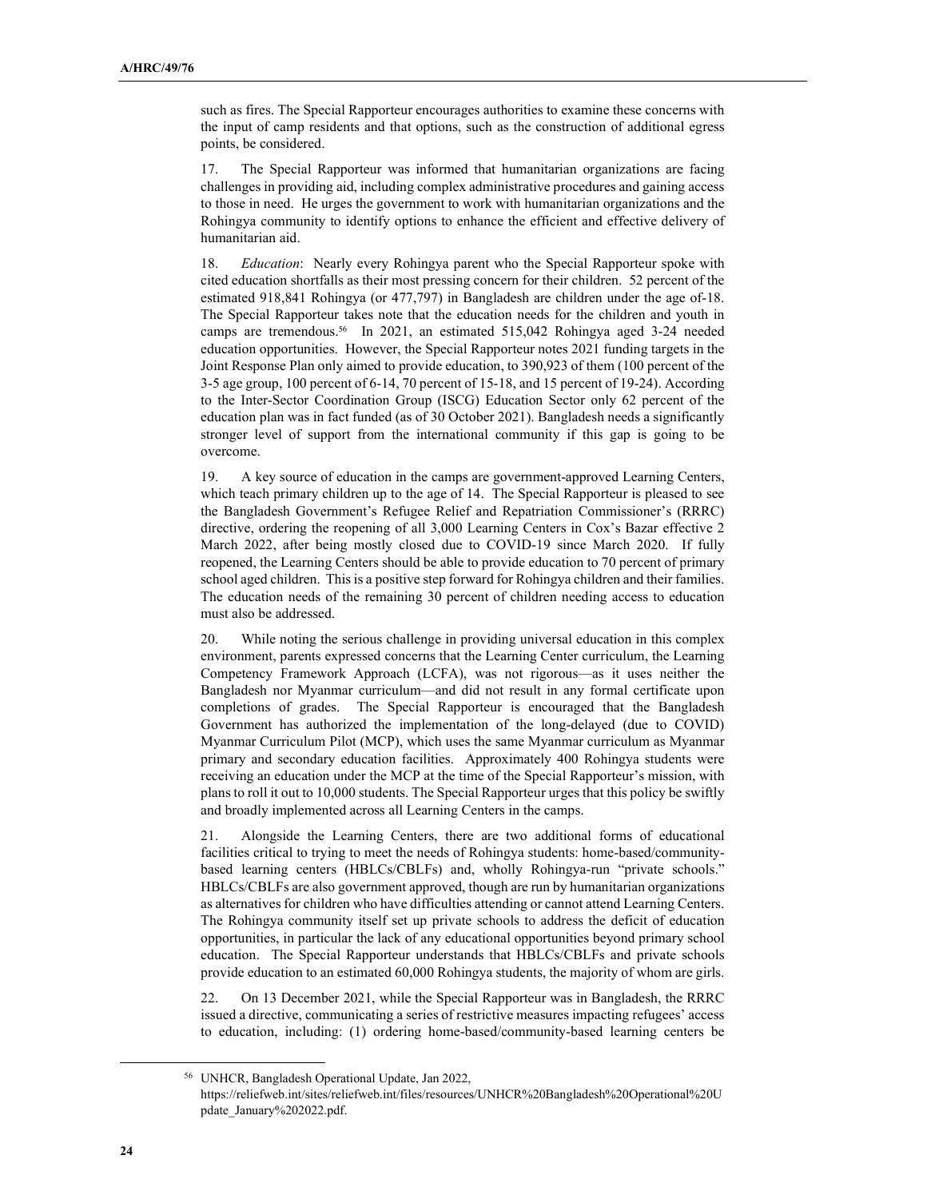such as fires. The Special Rapporteur encourages authorities to examine these concerns with the input of camp residents and that options, such as the construction of additional egress points, be considered.

17. The Special Rapporteur was informed that humanitarian organizations are facing challenges in providing aid, including complex administrative procedures and gaining access to those in need. He urges the government to work with humanitarian organizations and the Rohingya community to identify options to enhance the efficient and effective delivery of humanitarian aid.

18. *Education*: Nearly every Rohingya parent who the Special Rapporteur spoke with cited education shortfalls as their most pressing concern for their children. 52 percent of the estimated 918,841 Rohingya (or 477,797) in Bangladesh are children under the age of-18. The Special Rapporteur takes note that the education needs for the children and youth in camps are tremendous.[56] In 2021, an estimated 515,042 Rohingya aged 3-24 needed education opportunities. However, the Special Rapporteur notes 2021 funding targets in the Joint Response Plan only aimed to provide education, to 390,923 of them (100 percent of the 3-5 age group, 100 percent of 6-14, 70 percent of 15-18, and 15 percent of 19-24). According to the Inter-Sector Coordination Group (ISCG) Education Sector only 62 percent of the education plan was in fact funded (as of 30 October 2021). Bangladesh needs a significantly stronger level of support from the international community if this gap is going to be overcome.

19. A key source of education in the camps are government-approved Learning Centers, which teach primary children up to the age of 14. The Special Rapporteur is pleased to see the Bangladesh Government's Refugee Relief and Repatriation Commissioner's (RRRC) directive, ordering the reopening of all 3,000 Learning Centers in Cox's Bazar effective 2 March 2022, after being mostly closed due to COVID-19 since March 2020. If fully reopened, the Learning Centers should be able to provide education to 70 percent of primary school aged children. This is a positive step forward for Rohingya children and their families. The education needs of the remaining 30 percent of children needing access to education must also be addressed.

20. While noting the serious challenge in providing universal education in this complex environment, parents expressed concerns that the Learning Center curriculum, the Learning Competency Framework Approach (LCFA), was not rigorous—as it uses neither the Bangladesh nor Myanmar curriculum—and did not result in any formal certificate upon completions of grades. The Special Rapporteur is encouraged that the Bangladesh Government has authorized the implementation of the long-delayed (due to COVID) Myanmar Curriculum Pilot (MCP), which uses the same Myanmar curriculum as Myanmar primary and secondary education facilities. Approximately 400 Rohingya students were receiving an education under the MCP at the time of the Special Rapporteur's mission, with plans to roll it out to 10,000 students. The Special Rapporteur urges that this policy be swiftly and broadly implemented across all Learning Centers in the camps.

21. Alongside the Learning Centers, there are two additional forms of educational facilities critical to trying to meet the needs of Rohingya students: home-based/community-based learning centers (HBLCs/CBLFs) and, wholly Rohingya-run "private schools." HBLCs/CBLFs are also government approved, though are run by humanitarian organizations as alternatives for children who have difficulties attending or cannot attend Learning Centers. The Rohingya community itself set up private schools to address the deficit of education opportunities, in particular the lack of any educational opportunities beyond primary school education. The Special Rapporteur understands that HBLCs/CBLFs and private schools provide education to an estimated 60,000 Rohingya students, the majority of whom are girls.

22. On 13 December 2021, while the Special Rapporteur was in Bangladesh, the RRRC issued a directive, communicating a series of restrictive measures impacting refugees' access to education, including: (1) ordering home-based/community-based learning centers be

[56] UNHCR, Bangladesh Operational Update, Jan 2022, https://reliefweb.int/sites/reliefweb.int/files/resources/UNHCR%20Bangladesh%20Operational%20Update_January%202022.pdf.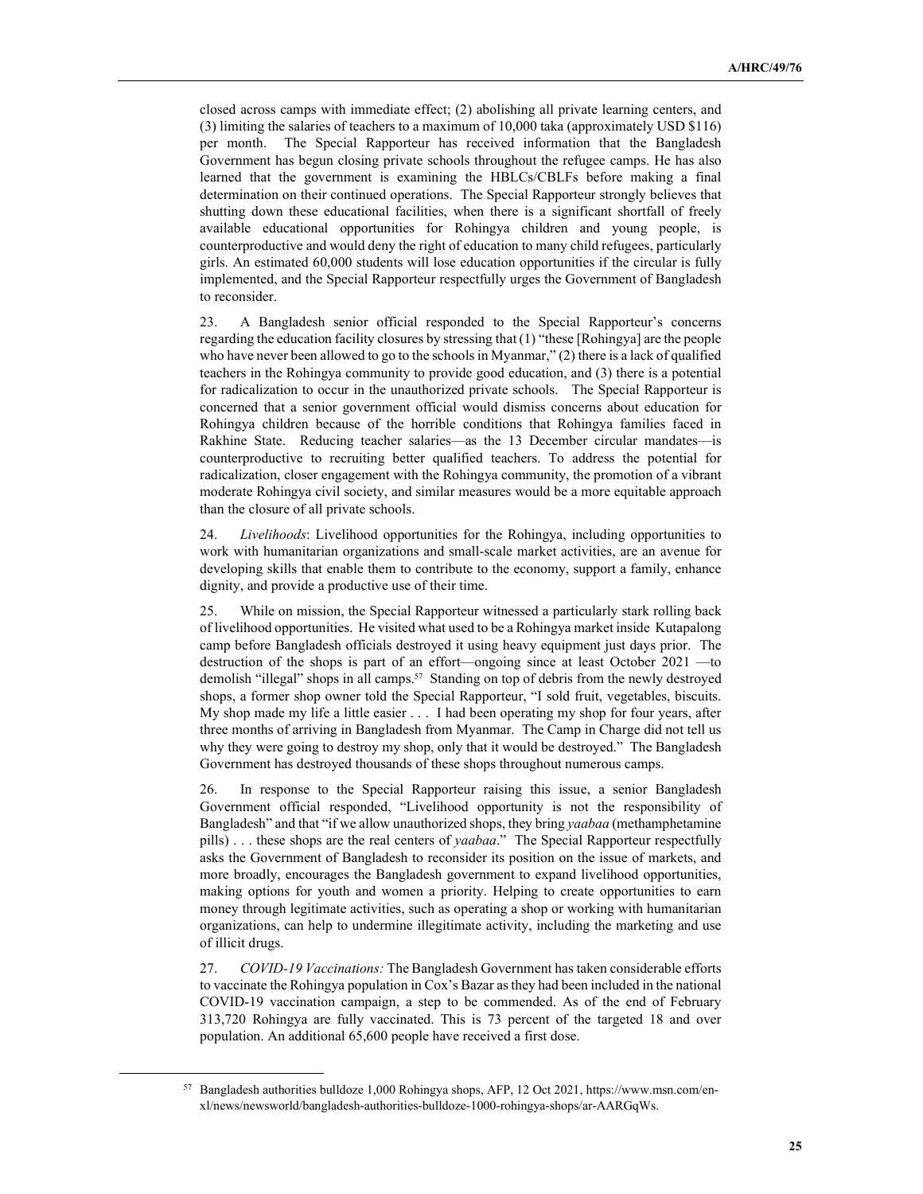closed across camps with immediate effect; (2) abolishing all private learning centers, and (3) limiting the salaries of teachers to a maximum of 10,000 taka (approximately USD $116) per month. The Special Rapporteur has received information that the Bangladesh Government has begun closing private schools throughout the refugee camps. He has also learned that the government is examining the HBLCs/CBLFs before making a final determination on their continued operations. The Special Rapporteur strongly believes that shutting down these educational facilities, when there is a significant shortfall of freely available educational opportunities for Rohingya children and young people, is counterproductive and would deny the right of education to many child refugees, particularly girls. An estimated 60,000 students will lose education opportunities if the circular is fully implemented, and the Special Rapporteur respectfully urges the Government of Bangladesh to reconsider.

23. A Bangladesh senior official responded to the Special Rapporteur's concerns regarding the education facility closures by stressing that (1) "these [Rohingya] are the people who have never been allowed to go to the schools in Myanmar," (2) there is a lack of qualified teachers in the Rohingya community to provide good education, and (3) there is a potential for radicalization to occur in the unauthorized private schools. The Special Rapporteur is concerned that a senior government official would dismiss concerns about education for Rohingya children because of the horrible conditions that Rohingya families faced in Rakhine State. Reducing teacher salaries—as the 13 December circular mandates—is counterproductive to recruiting better qualified teachers. To address the potential for radicalization, closer engagement with the Rohingya community, the promotion of a vibrant moderate Rohingya civil society, and similar measures would be a more equitable approach than the closure of all private schools.

24. *Livelihoods*: Livelihood opportunities for the Rohingya, including opportunities to work with humanitarian organizations and small-scale market activities, are an avenue for developing skills that enable them to contribute to the economy, support a family, enhance dignity, and provide a productive use of their time.

25. While on mission, the Special Rapporteur witnessed a particularly stark rolling back of livelihood opportunities. He visited what used to be a Rohingya market inside Kutapalong camp before Bangladesh officials destroyed it using heavy equipment just days prior. The destruction of the shops is part of an effort—ongoing since at least October 2021 —to demolish "illegal" shops in all camps.[57] Standing on top of debris from the newly destroyed shops, a former shop owner told the Special Rapporteur, "I sold fruit, vegetables, biscuits. My shop made my life a little easier . . . I had been operating my shop for four years, after three months of arriving in Bangladesh from Myanmar. The Camp in Charge did not tell us why they were going to destroy my shop, only that it would be destroyed." The Bangladesh Government has destroyed thousands of these shops throughout numerous camps.

26. In response to the Special Rapporteur raising this issue, a senior Bangladesh Government official responded, "Livelihood opportunity is not the responsibility of Bangladesh" and that "if we allow unauthorized shops, they bring *yaabaa* (methamphetamine pills) . . . these shops are the real centers of *yaabaa*." The Special Rapporteur respectfully asks the Government of Bangladesh to reconsider its position on the issue of markets, and more broadly, encourages the Bangladesh government to expand livelihood opportunities, making options for youth and women a priority. Helping to create opportunities to earn money through legitimate activities, such as operating a shop or working with humanitarian organizations, can help to undermine illegitimate activity, including the marketing and use of illicit drugs.

27. *COVID-19 Vaccinations:* The Bangladesh Government has taken considerable efforts to vaccinate the Rohingya population in Cox's Bazar as they had been included in the national COVID-19 vaccination campaign, a step to be commended. As of the end of February 313,720 Rohingya are fully vaccinated. This is 73 percent of the targeted 18 and over population. An additional 65,600 people have received a first dose.

---

[57] Bangladesh authorities bulldoze 1,000 Rohingya shops, AFP, 12 Oct 2021, https://www.msn.com/en-xl/news/newsworld/bangladesh-authorities-bulldoze-1000-rohingya-shops/ar-AARGqWs.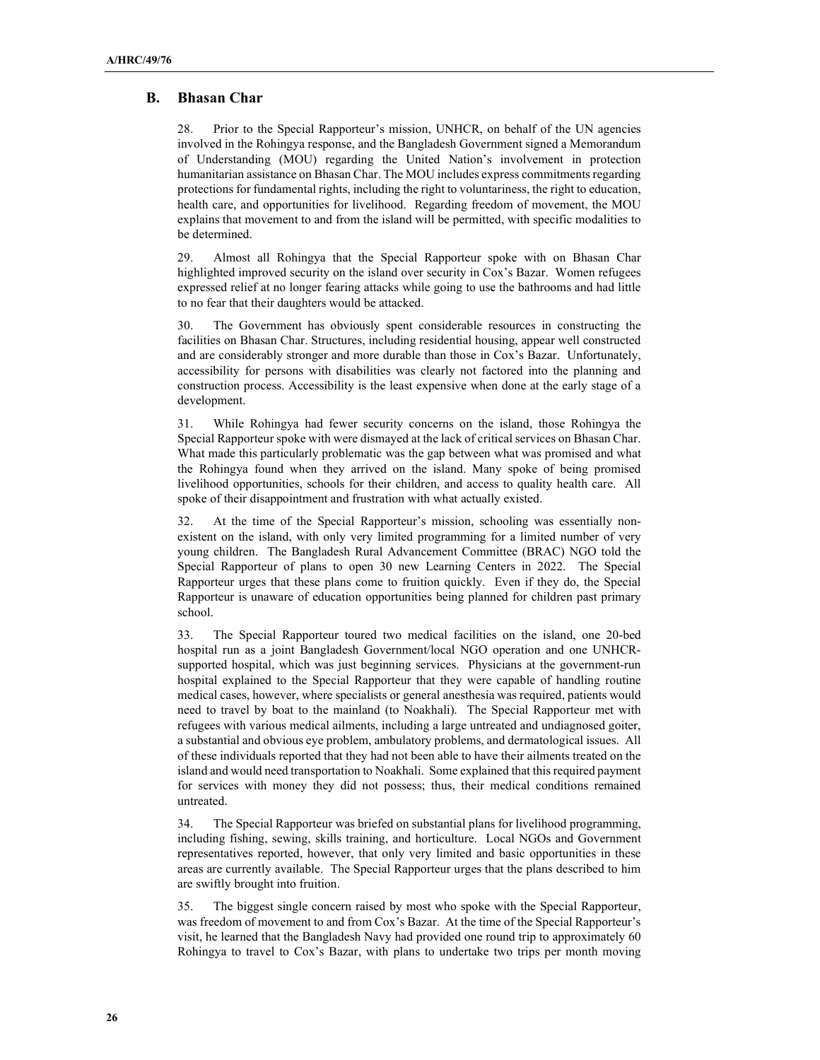## B. Bhasan Char

28. Prior to the Special Rapporteur's mission, UNHCR, on behalf of the UN agencies involved in the Rohingya response, and the Bangladesh Government signed a Memorandum of Understanding (MOU) regarding the United Nation's involvement in protection humanitarian assistance on Bhasan Char. The MOU includes express commitments regarding protections for fundamental rights, including the right to voluntariness, the right to education, health care, and opportunities for livelihood. Regarding freedom of movement, the MOU explains that movement to and from the island will be permitted, with specific modalities to be determined.

29. Almost all Rohingya that the Special Rapporteur spoke with on Bhasan Char highlighted improved security on the island over security in Cox's Bazar. Women refugees expressed relief at no longer fearing attacks while going to use the bathrooms and had little to no fear that their daughters would be attacked.

30. The Government has obviously spent considerable resources in constructing the facilities on Bhasan Char. Structures, including residential housing, appear well constructed and are considerably stronger and more durable than those in Cox's Bazar. Unfortunately, accessibility for persons with disabilities was clearly not factored into the planning and construction process. Accessibility is the least expensive when done at the early stage of a development.

31. While Rohingya had fewer security concerns on the island, those Rohingya the Special Rapporteur spoke with were dismayed at the lack of critical services on Bhasan Char. What made this particularly problematic was the gap between what was promised and what the Rohingya found when they arrived on the island. Many spoke of being promised livelihood opportunities, schools for their children, and access to quality health care. All spoke of their disappointment and frustration with what actually existed.

32. At the time of the Special Rapporteur's mission, schooling was essentially non-existent on the island, with only very limited programming for a limited number of very young children. The Bangladesh Rural Advancement Committee (BRAC) NGO told the Special Rapporteur of plans to open 30 new Learning Centers in 2022. The Special Rapporteur urges that these plans come to fruition quickly. Even if they do, the Special Rapporteur is unaware of education opportunities being planned for children past primary school.

33. The Special Rapporteur toured two medical facilities on the island, one 20-bed hospital run as a joint Bangladesh Government/local NGO operation and one UNHCR-supported hospital, which was just beginning services. Physicians at the government-run hospital explained to the Special Rapporteur that they were capable of handling routine medical cases, however, where specialists or general anesthesia was required, patients would need to travel by boat to the mainland (to Noakhali). The Special Rapporteur met with refugees with various medical ailments, including a large untreated and undiagnosed goiter, a substantial and obvious eye problem, ambulatory problems, and dermatological issues. All of these individuals reported that they had not been able to have their ailments treated on the island and would need transportation to Noakhali. Some explained that this required payment for services with money they did not possess; thus, their medical conditions remained untreated.

34. The Special Rapporteur was briefed on substantial plans for livelihood programming, including fishing, sewing, skills training, and horticulture. Local NGOs and Government representatives reported, however, that only very limited and basic opportunities in these areas are currently available. The Special Rapporteur urges that the plans described to him are swiftly brought into fruition.

35. The biggest single concern raised by most who spoke with the Special Rapporteur, was freedom of movement to and from Cox's Bazar. At the time of the Special Rapporteur's visit, he learned that the Bangladesh Navy had provided one round trip to approximately 60 Rohingya to travel to Cox's Bazar, with plans to undertake two trips per month moving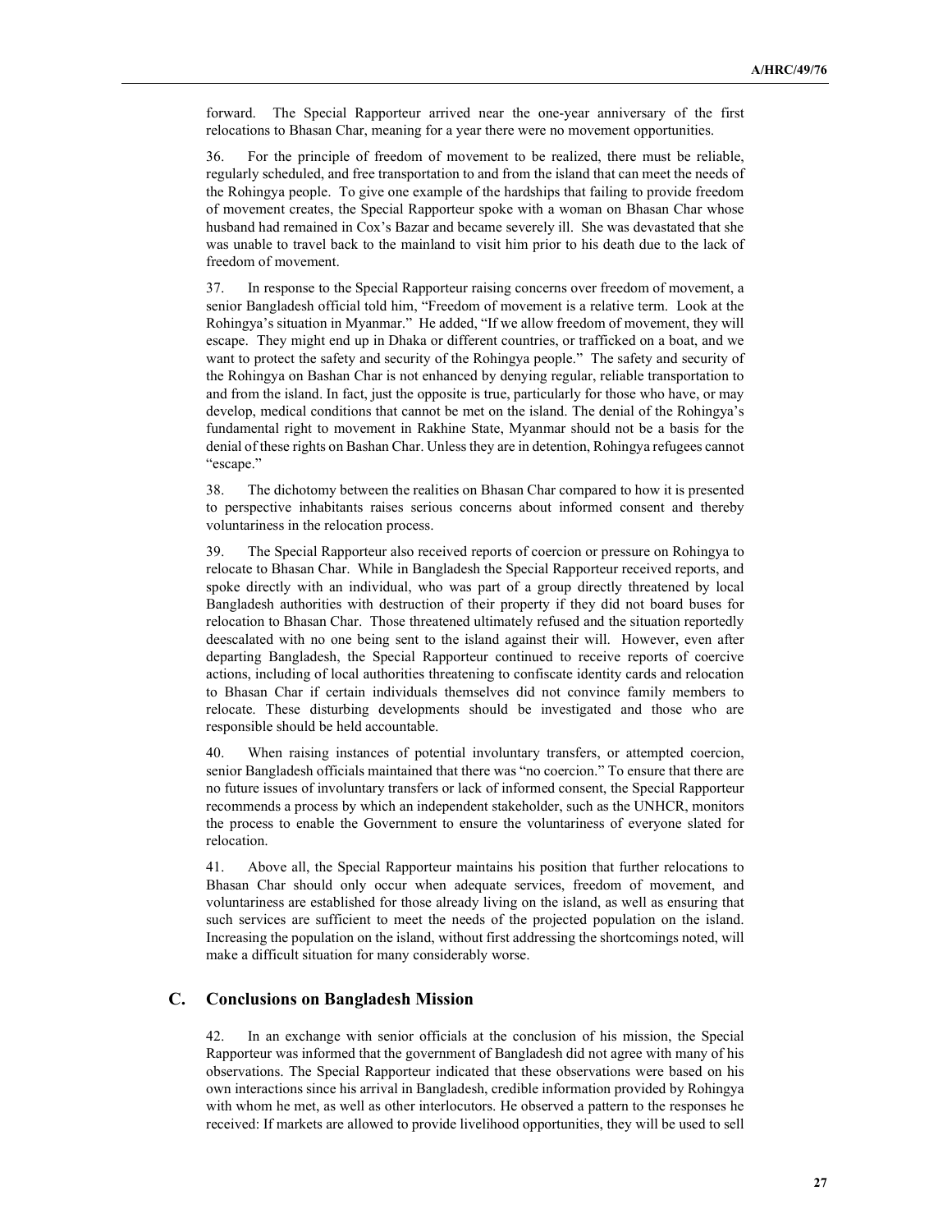forward. The Special Rapporteur arrived near the one-year anniversary of the first relocations to Bhasan Char, meaning for a year there were no movement opportunities.

36. For the principle of freedom of movement to be realized, there must be reliable, regularly scheduled, and free transportation to and from the island that can meet the needs of the Rohingya people. To give one example of the hardships that failing to provide freedom of movement creates, the Special Rapporteur spoke with a woman on Bhasan Char whose husband had remained in Cox's Bazar and became severely ill. She was devastated that she was unable to travel back to the mainland to visit him prior to his death due to the lack of freedom of movement.

37. In response to the Special Rapporteur raising concerns over freedom of movement, a senior Bangladesh official told him, "Freedom of movement is a relative term. Look at the Rohingya's situation in Myanmar." He added, "If we allow freedom of movement, they will escape. They might end up in Dhaka or different countries, or trafficked on a boat, and we want to protect the safety and security of the Rohingya people." The safety and security of the Rohingya on Bashan Char is not enhanced by denying regular, reliable transportation to and from the island. In fact, just the opposite is true, particularly for those who have, or may develop, medical conditions that cannot be met on the island. The denial of the Rohingya's fundamental right to movement in Rakhine State, Myanmar should not be a basis for the denial of these rights on Bashan Char. Unless they are in detention, Rohingya refugees cannot "escape."

38. The dichotomy between the realities on Bhasan Char compared to how it is presented to perspective inhabitants raises serious concerns about informed consent and thereby voluntariness in the relocation process.

39. The Special Rapporteur also received reports of coercion or pressure on Rohingya to relocate to Bhasan Char. While in Bangladesh the Special Rapporteur received reports, and spoke directly with an individual, who was part of a group directly threatened by local Bangladesh authorities with destruction of their property if they did not board buses for relocation to Bhasan Char. Those threatened ultimately refused and the situation reportedly deescalated with no one being sent to the island against their will. However, even after departing Bangladesh, the Special Rapporteur continued to receive reports of coercive actions, including of local authorities threatening to confiscate identity cards and relocation to Bhasan Char if certain individuals themselves did not convince family members to relocate. These disturbing developments should be investigated and those who are responsible should be held accountable.

40. When raising instances of potential involuntary transfers, or attempted coercion, senior Bangladesh officials maintained that there was "no coercion." To ensure that there are no future issues of involuntary transfers or lack of informed consent, the Special Rapporteur recommends a process by which an independent stakeholder, such as the UNHCR, monitors the process to enable the Government to ensure the voluntariness of everyone slated for relocation.

41. Above all, the Special Rapporteur maintains his position that further relocations to Bhasan Char should only occur when adequate services, freedom of movement, and voluntariness are established for those already living on the island, as well as ensuring that such services are sufficient to meet the needs of the projected population on the island. Increasing the population on the island, without first addressing the shortcomings noted, will make a difficult situation for many considerably worse.

## C. Conclusions on Bangladesh Mission

42. In an exchange with senior officials at the conclusion of his mission, the Special Rapporteur was informed that the government of Bangladesh did not agree with many of his observations. The Special Rapporteur indicated that these observations were based on his own interactions since his arrival in Bangladesh, credible information provided by Rohingya with whom he met, as well as other interlocutors. He observed a pattern to the responses he received: If markets are allowed to provide livelihood opportunities, they will be used to sell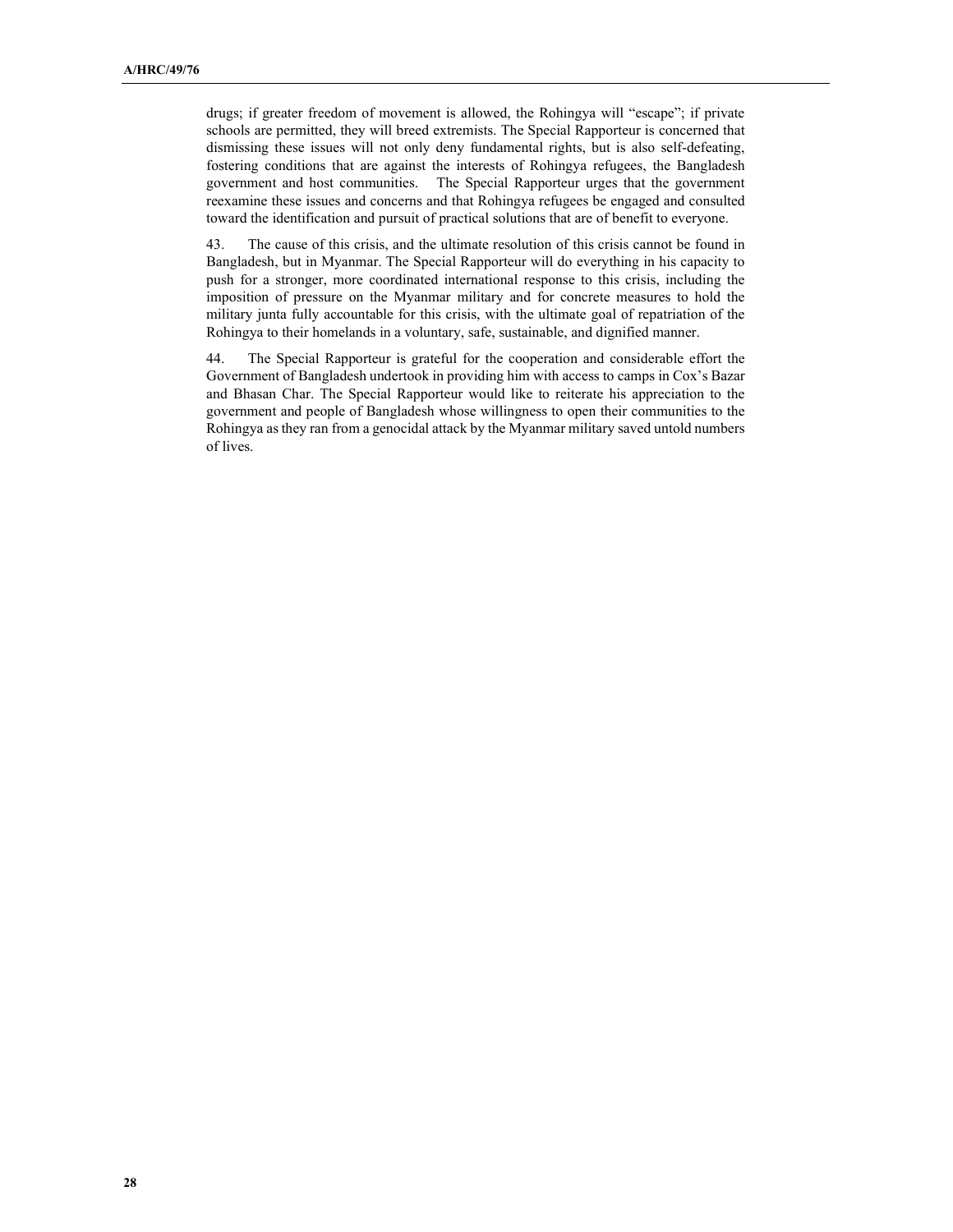drugs; if greater freedom of movement is allowed, the Rohingya will "escape"; if private schools are permitted, they will breed extremists. The Special Rapporteur is concerned that dismissing these issues will not only deny fundamental rights, but is also self-defeating, fostering conditions that are against the interests of Rohingya refugees, the Bangladesh government and host communities. The Special Rapporteur urges that the government reexamine these issues and concerns and that Rohingya refugees be engaged and consulted toward the identification and pursuit of practical solutions that are of benefit to everyone.

43. The cause of this crisis, and the ultimate resolution of this crisis cannot be found in Bangladesh, but in Myanmar. The Special Rapporteur will do everything in his capacity to push for a stronger, more coordinated international response to this crisis, including the imposition of pressure on the Myanmar military and for concrete measures to hold the military junta fully accountable for this crisis, with the ultimate goal of repatriation of the Rohingya to their homelands in a voluntary, safe, sustainable, and dignified manner.

44. The Special Rapporteur is grateful for the cooperation and considerable effort the Government of Bangladesh undertook in providing him with access to camps in Cox's Bazar and Bhasan Char. The Special Rapporteur would like to reiterate his appreciation to the government and people of Bangladesh whose willingness to open their communities to the Rohingya as they ran from a genocidal attack by the Myanmar military saved untold numbers of lives.